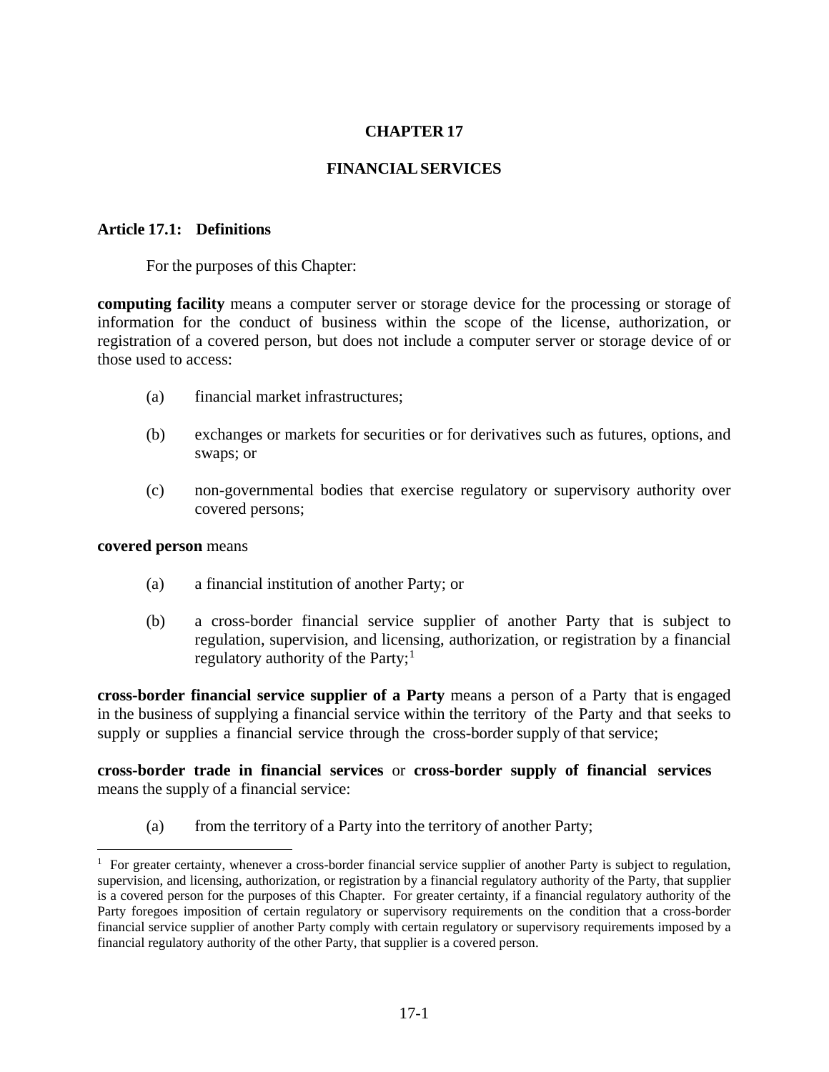# CHAPTER 17

# FINANCIAL SERVICES

## Article 17.1: Definitions

For the purposes of this Chapter:

**computing facility** means a computer server or storage device for the processing or storage of information for the conduct of business within the scope of the license, authorization, or registration of a covered person, but does not include a computer server or storage device of or those used to access:

(a) financial market infrastructures;

(b) exchanges or markets for securities or for derivatives such as futures, options, and swaps; or

(c) non-governmental bodies that exercise regulatory or supervisory authority over covered persons;

**covered person** means

(a) a financial institution of another Party; or

(b) a cross-border financial service supplier of another Party that is subject to regulation, supervision, and licensing, authorization, or registration by a financial regulatory authority of the Party;[1]

**cross-border financial service supplier of a Party** means a person of a Party that is engaged in the business of supplying a financial service within the territory of the Party and that seeks to supply or supplies a financial service through the cross-border supply of that service;

**cross-border trade in financial services** or **cross-border supply of financial services** means the supply of a financial service:

(a) from the territory of a Party into the territory of another Party;

---

[1] For greater certainty, whenever a cross-border financial service supplier of another Party is subject to regulation, supervision, and licensing, authorization, or registration by a financial regulatory authority of the Party, that supplier is a covered person for the purposes of this Chapter. For greater certainty, if a financial regulatory authority of the Party foregoes imposition of certain regulatory or supervisory requirements on the condition that a cross-border financial service supplier of another Party comply with certain regulatory or supervisory requirements imposed by a financial regulatory authority of the other Party, that supplier is a covered person.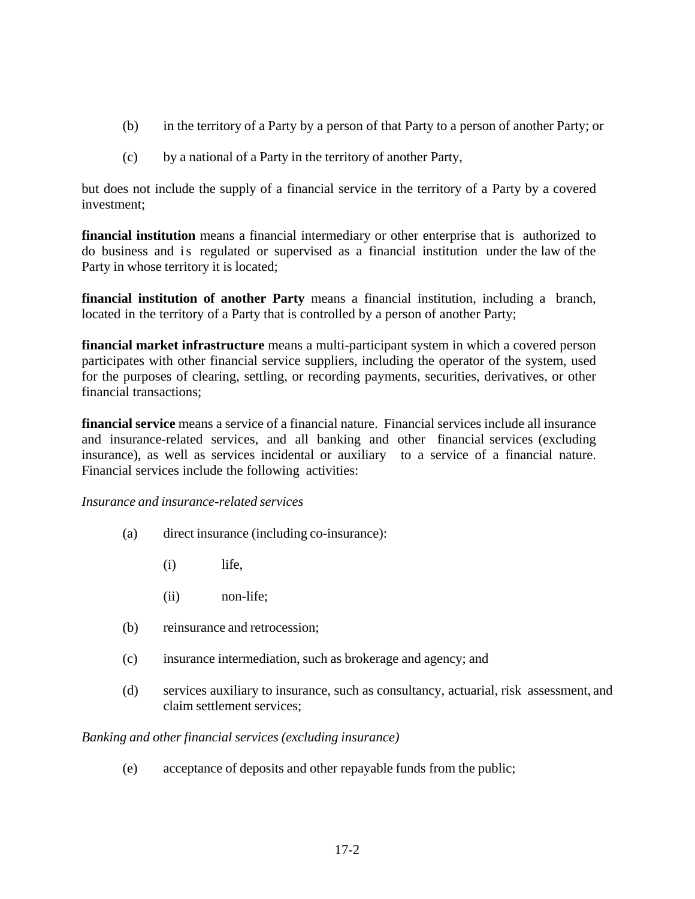(b) in the territory of a Party by a person of that Party to a person of another Party; or

(c) by a national of a Party in the territory of another Party,

but does not include the supply of a financial service in the territory of a Party by a covered investment;

**financial institution** means a financial intermediary or other enterprise that is authorized to do business and is regulated or supervised as a financial institution under the law of the Party in whose territory it is located;

**financial institution of another Party** means a financial institution, including a branch, located in the territory of a Party that is controlled by a person of another Party;

**financial market infrastructure** means a multi-participant system in which a covered person participates with other financial service suppliers, including the operator of the system, used for the purposes of clearing, settling, or recording payments, securities, derivatives, or other financial transactions;

**financial service** means a service of a financial nature. Financial services include all insurance and insurance-related services, and all banking and other financial services (excluding insurance), as well as services incidental or auxiliary to a service of a financial nature. Financial services include the following activities:

*Insurance and insurance-related services*

(a) direct insurance (including co-insurance):

(i) life,

(ii) non-life;

(b) reinsurance and retrocession;

(c) insurance intermediation, such as brokerage and agency; and

(d) services auxiliary to insurance, such as consultancy, actuarial, risk assessment, and claim settlement services;

*Banking and other financial services (excluding insurance)*

(e) acceptance of deposits and other repayable funds from the public;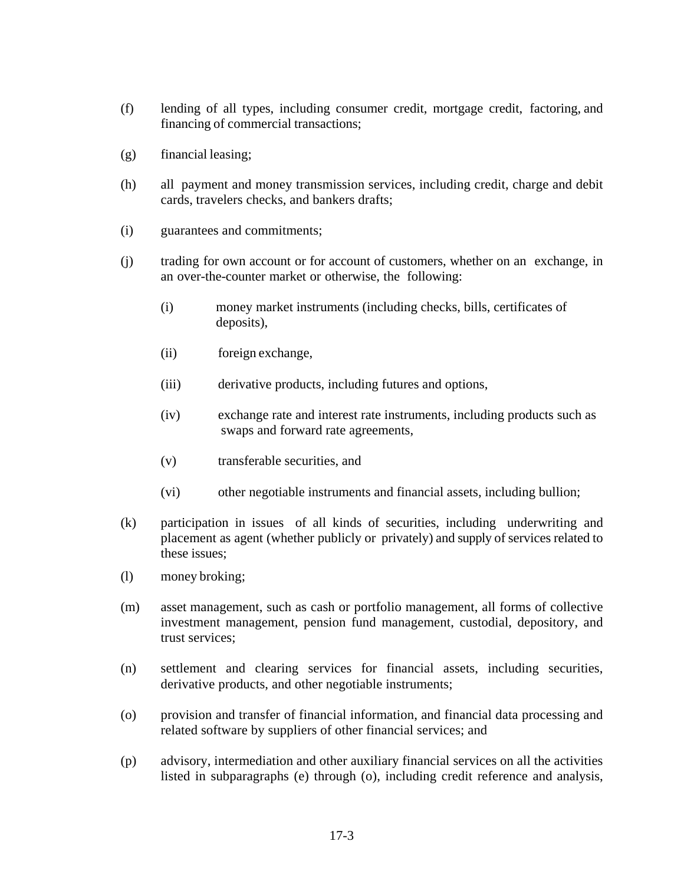(f) lending of all types, including consumer credit, mortgage credit, factoring, and financing of commercial transactions;

(g) financial leasing;

(h) all payment and money transmission services, including credit, charge and debit cards, travelers checks, and bankers drafts;

(i) guarantees and commitments;

(j) trading for own account or for account of customers, whether on an exchange, in an over-the-counter market or otherwise, the following:

   (i) money market instruments (including checks, bills, certificates of deposits),

   (ii) foreign exchange,

   (iii) derivative products, including futures and options,

   (iv) exchange rate and interest rate instruments, including products such as swaps and forward rate agreements,

   (v) transferable securities, and

   (vi) other negotiable instruments and financial assets, including bullion;

(k) participation in issues of all kinds of securities, including underwriting and placement as agent (whether publicly or privately) and supply of services related to these issues;

(l) money broking;

(m) asset management, such as cash or portfolio management, all forms of collective investment management, pension fund management, custodial, depository, and trust services;

(n) settlement and clearing services for financial assets, including securities, derivative products, and other negotiable instruments;

(o) provision and transfer of financial information, and financial data processing and related software by suppliers of other financial services; and

(p) advisory, intermediation and other auxiliary financial services on all the activities listed in subparagraphs (e) through (o), including credit reference and analysis,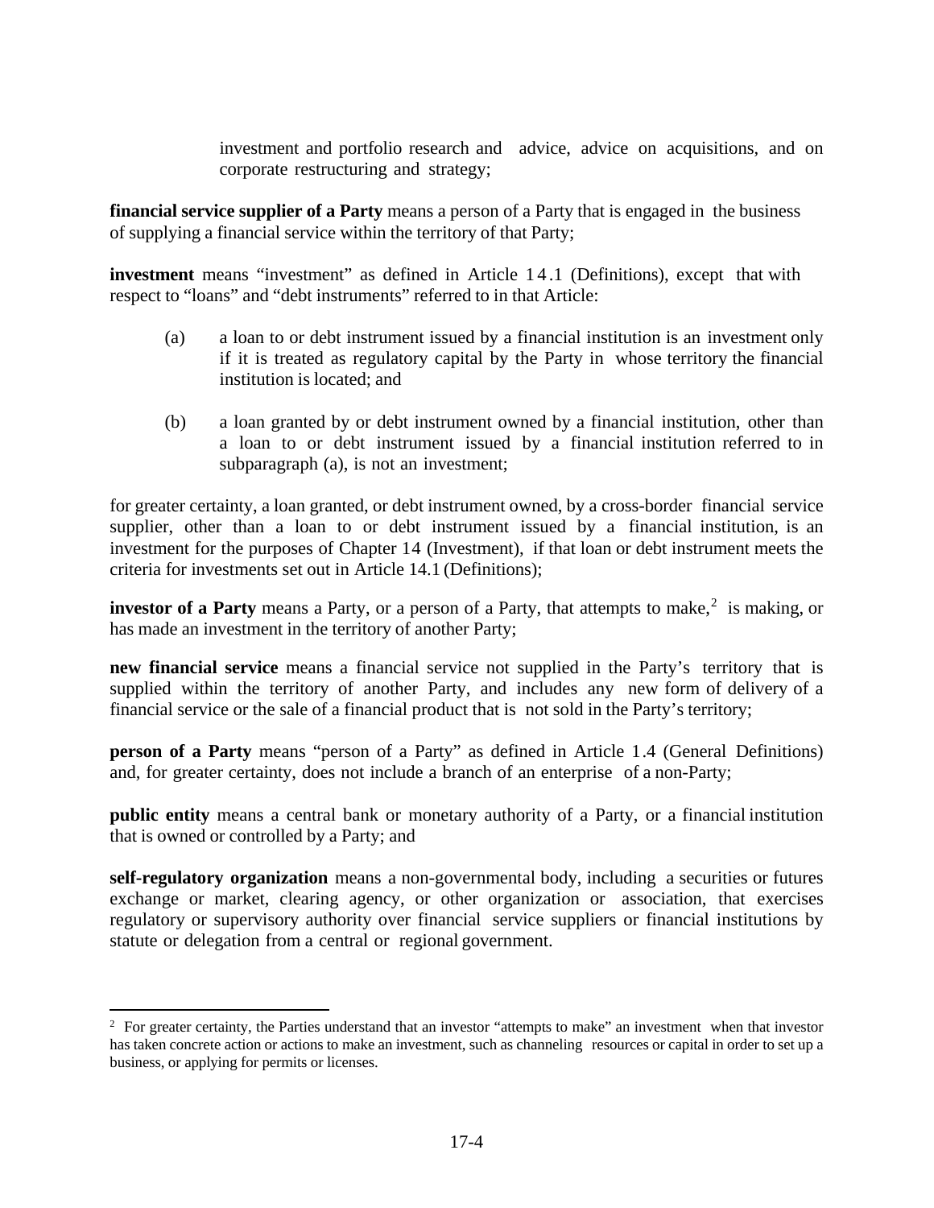investment and portfolio research and advice, advice on acquisitions, and on corporate restructuring and strategy;

**financial service supplier of a Party** means a person of a Party that is engaged in the business of supplying a financial service within the territory of that Party;

**investment** means "investment" as defined in Article 14.1 (Definitions), except that with respect to "loans" and "debt instruments" referred to in that Article:

(a) a loan to or debt instrument issued by a financial institution is an investment only if it is treated as regulatory capital by the Party in whose territory the financial institution is located; and

(b) a loan granted by or debt instrument owned by a financial institution, other than a loan to or debt instrument issued by a financial institution referred to in subparagraph (a), is not an investment;

for greater certainty, a loan granted, or debt instrument owned, by a cross-border financial service supplier, other than a loan to or debt instrument issued by a financial institution, is an investment for the purposes of Chapter 14 (Investment), if that loan or debt instrument meets the criteria for investments set out in Article 14.1 (Definitions);

**investor of a Party** means a Party, or a person of a Party, that attempts to make,[2] is making, or has made an investment in the territory of another Party;

**new financial service** means a financial service not supplied in the Party's territory that is supplied within the territory of another Party, and includes any new form of delivery of a financial service or the sale of a financial product that is not sold in the Party's territory;

**person of a Party** means "person of a Party" as defined in Article 1.4 (General Definitions) and, for greater certainty, does not include a branch of an enterprise of a non-Party;

**public entity** means a central bank or monetary authority of a Party, or a financial institution that is owned or controlled by a Party; and

**self-regulatory organization** means a non-governmental body, including a securities or futures exchange or market, clearing agency, or other organization or association, that exercises regulatory or supervisory authority over financial service suppliers or financial institutions by statute or delegation from a central or regional government.

---

[2] For greater certainty, the Parties understand that an investor "attempts to make" an investment when that investor has taken concrete action or actions to make an investment, such as channeling resources or capital in order to set up a business, or applying for permits or licenses.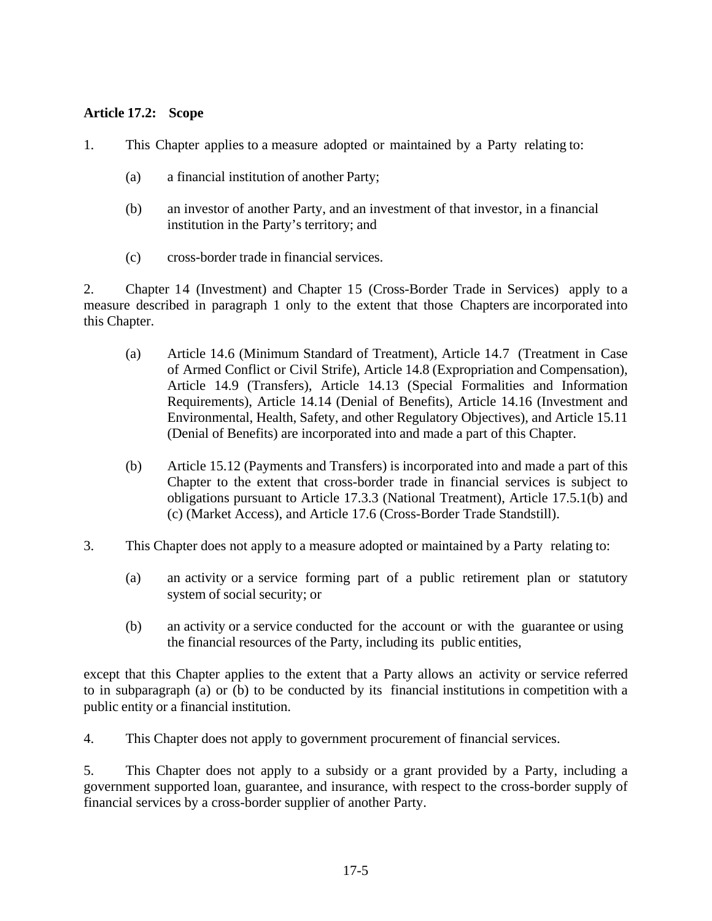**Article 17.2: Scope**

1. This Chapter applies to a measure adopted or maintained by a Party relating to:

   (a) a financial institution of another Party;

   (b) an investor of another Party, and an investment of that investor, in a financial institution in the Party's territory; and

   (c) cross-border trade in financial services.

2. Chapter 14 (Investment) and Chapter 15 (Cross-Border Trade in Services) apply to a measure described in paragraph 1 only to the extent that those Chapters are incorporated into this Chapter.

   (a) Article 14.6 (Minimum Standard of Treatment), Article 14.7 (Treatment in Case of Armed Conflict or Civil Strife), Article 14.8 (Expropriation and Compensation), Article 14.9 (Transfers), Article 14.13 (Special Formalities and Information Requirements), Article 14.14 (Denial of Benefits), Article 14.16 (Investment and Environmental, Health, Safety, and other Regulatory Objectives), and Article 15.11 (Denial of Benefits) are incorporated into and made a part of this Chapter.

   (b) Article 15.12 (Payments and Transfers) is incorporated into and made a part of this Chapter to the extent that cross-border trade in financial services is subject to obligations pursuant to Article 17.3.3 (National Treatment), Article 17.5.1(b) and (c) (Market Access), and Article 17.6 (Cross-Border Trade Standstill).

3. This Chapter does not apply to a measure adopted or maintained by a Party relating to:

   (a) an activity or a service forming part of a public retirement plan or statutory system of social security; or

   (b) an activity or a service conducted for the account or with the guarantee or using the financial resources of the Party, including its public entities,

except that this Chapter applies to the extent that a Party allows an activity or service referred to in subparagraph (a) or (b) to be conducted by its financial institutions in competition with a public entity or a financial institution.

4. This Chapter does not apply to government procurement of financial services.

5. This Chapter does not apply to a subsidy or a grant provided by a Party, including a government supported loan, guarantee, and insurance, with respect to the cross-border supply of financial services by a cross-border supplier of another Party.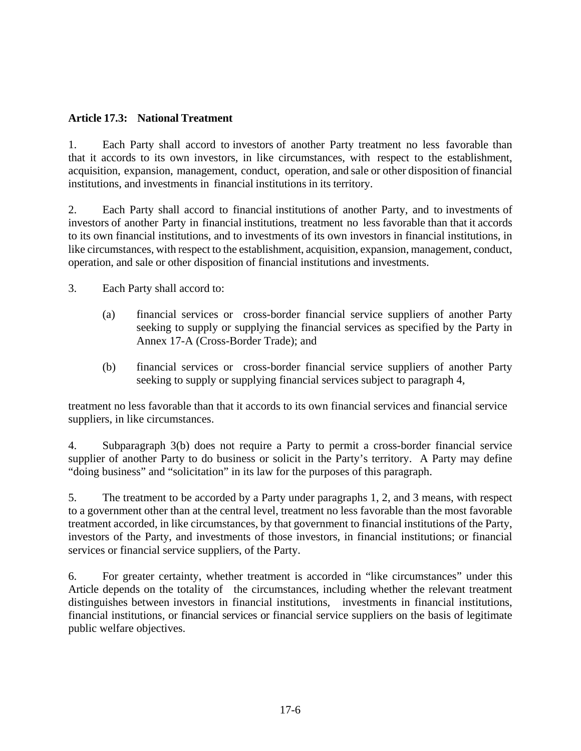**Article 17.3: National Treatment**

1. Each Party shall accord to investors of another Party treatment no less favorable than that it accords to its own investors, in like circumstances, with respect to the establishment, acquisition, expansion, management, conduct, operation, and sale or other disposition of financial institutions, and investments in financial institutions in its territory.

2. Each Party shall accord to financial institutions of another Party, and to investments of investors of another Party in financial institutions, treatment no less favorable than that it accords to its own financial institutions, and to investments of its own investors in financial institutions, in like circumstances, with respect to the establishment, acquisition, expansion, management, conduct, operation, and sale or other disposition of financial institutions and investments.

3. Each Party shall accord to:

   (a) financial services or cross-border financial service suppliers of another Party seeking to supply or supplying the financial services as specified by the Party in Annex 17-A (Cross-Border Trade); and

   (b) financial services or cross-border financial service suppliers of another Party seeking to supply or supplying financial services subject to paragraph 4,

treatment no less favorable than that it accords to its own financial services and financial service suppliers, in like circumstances.

4. Subparagraph 3(b) does not require a Party to permit a cross-border financial service supplier of another Party to do business or solicit in the Party's territory. A Party may define "doing business" and "solicitation" in its law for the purposes of this paragraph.

5. The treatment to be accorded by a Party under paragraphs 1, 2, and 3 means, with respect to a government other than at the central level, treatment no less favorable than the most favorable treatment accorded, in like circumstances, by that government to financial institutions of the Party, investors of the Party, and investments of those investors, in financial institutions; or financial services or financial service suppliers, of the Party.

6. For greater certainty, whether treatment is accorded in "like circumstances" under this Article depends on the totality of the circumstances, including whether the relevant treatment distinguishes between investors in financial institutions, investments in financial institutions, financial institutions, or financial services or financial service suppliers on the basis of legitimate public welfare objectives.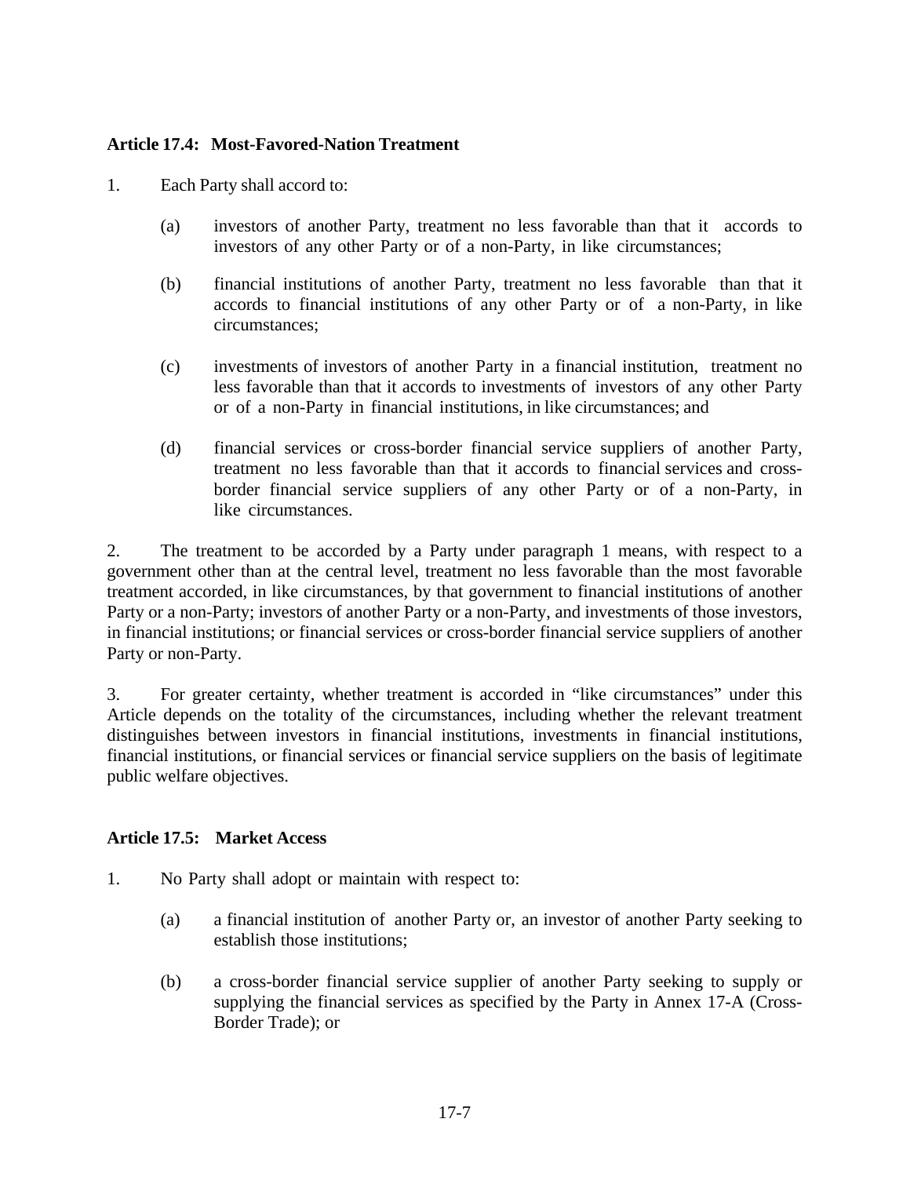**Article 17.4: Most-Favored-Nation Treatment**

1. Each Party shall accord to:

   (a) investors of another Party, treatment no less favorable than that it accords to investors of any other Party or of a non-Party, in like circumstances;

   (b) financial institutions of another Party, treatment no less favorable than that it accords to financial institutions of any other Party or of a non-Party, in like circumstances;

   (c) investments of investors of another Party in a financial institution, treatment no less favorable than that it accords to investments of investors of any other Party or of a non-Party in financial institutions, in like circumstances; and

   (d) financial services or cross-border financial service suppliers of another Party, treatment no less favorable than that it accords to financial services and cross-border financial service suppliers of any other Party or of a non-Party, in like circumstances.

2. The treatment to be accorded by a Party under paragraph 1 means, with respect to a government other than at the central level, treatment no less favorable than the most favorable treatment accorded, in like circumstances, by that government to financial institutions of another Party or a non-Party; investors of another Party or a non-Party, and investments of those investors, in financial institutions; or financial services or cross-border financial service suppliers of another Party or non-Party.

3. For greater certainty, whether treatment is accorded in "like circumstances" under this Article depends on the totality of the circumstances, including whether the relevant treatment distinguishes between investors in financial institutions, investments in financial institutions, financial institutions, or financial services or financial service suppliers on the basis of legitimate public welfare objectives.

**Article 17.5: Market Access**

1. No Party shall adopt or maintain with respect to:

   (a) a financial institution of another Party or, an investor of another Party seeking to establish those institutions;

   (b) a cross-border financial service supplier of another Party seeking to supply or supplying the financial services as specified by the Party in Annex 17-A (Cross-Border Trade); or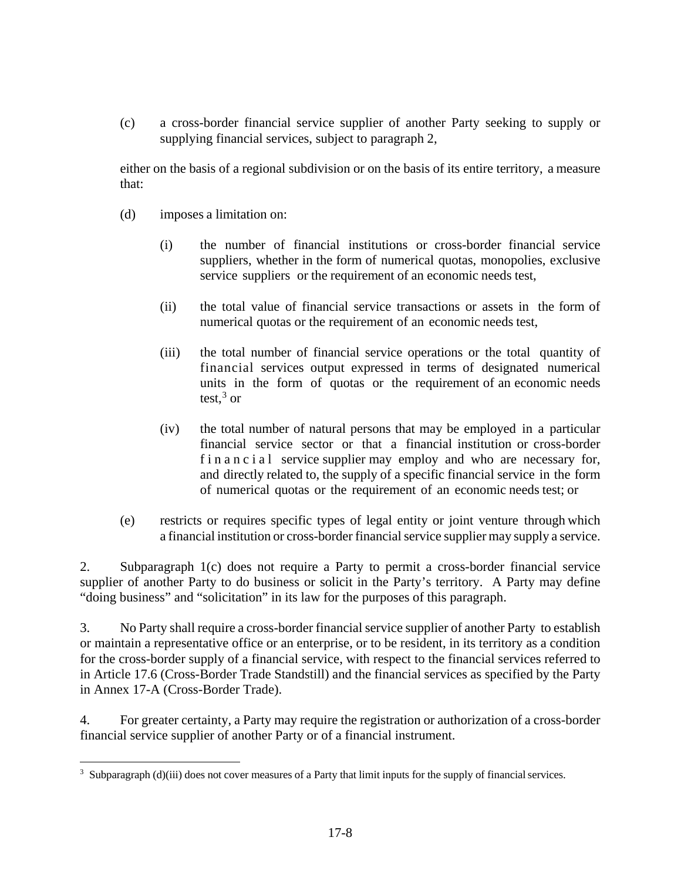(c) a cross-border financial service supplier of another Party seeking to supply or supplying financial services, subject to paragraph 2,

either on the basis of a regional subdivision or on the basis of its entire territory, a measure that:

(d) imposes a limitation on:

(i) the number of financial institutions or cross-border financial service suppliers, whether in the form of numerical quotas, monopolies, exclusive service suppliers or the requirement of an economic needs test,

(ii) the total value of financial service transactions or assets in the form of numerical quotas or the requirement of an economic needs test,

(iii) the total number of financial service operations or the total quantity of financial services output expressed in terms of designated numerical units in the form of quotas or the requirement of an economic needs test,[3] or

(iv) the total number of natural persons that may be employed in a particular financial service sector or that a financial institution or cross-border financial service supplier may employ and who are necessary for, and directly related to, the supply of a specific financial service in the form of numerical quotas or the requirement of an economic needs test; or

(e) restricts or requires specific types of legal entity or joint venture through which a financial institution or cross-border financial service supplier may supply a service.

2. Subparagraph 1(c) does not require a Party to permit a cross-border financial service supplier of another Party to do business or solicit in the Party's territory. A Party may define "doing business" and "solicitation" in its law for the purposes of this paragraph.

3. No Party shall require a cross-border financial service supplier of another Party to establish or maintain a representative office or an enterprise, or to be resident, in its territory as a condition for the cross-border supply of a financial service, with respect to the financial services referred to in Article 17.6 (Cross-Border Trade Standstill) and the financial services as specified by the Party in Annex 17-A (Cross-Border Trade).

4. For greater certainty, a Party may require the registration or authorization of a cross-border financial service supplier of another Party or of a financial instrument.

[3] Subparagraph (d)(iii) does not cover measures of a Party that limit inputs for the supply of financial services.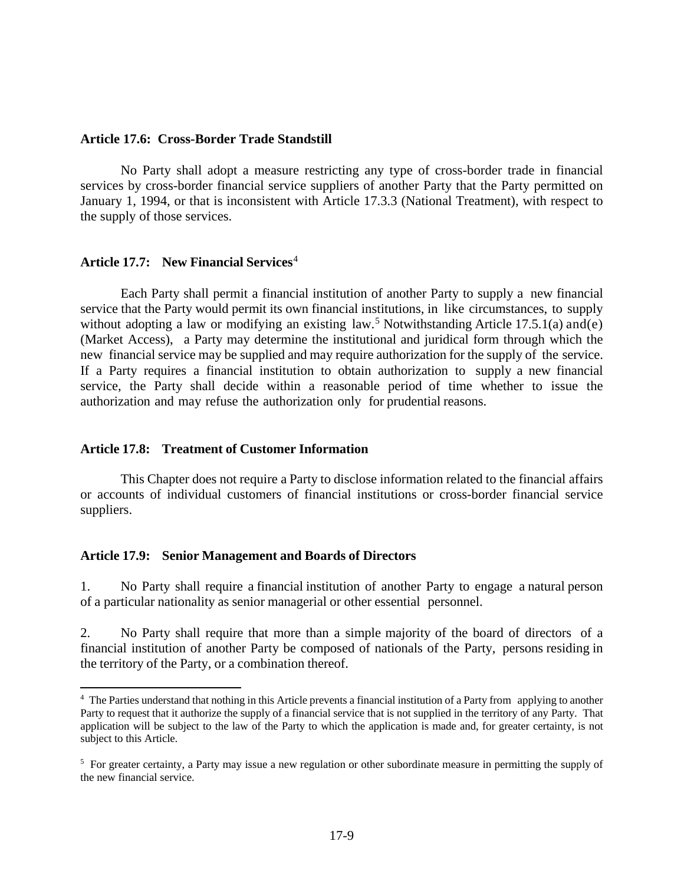**Article 17.6: Cross-Border Trade Standstill**

No Party shall adopt a measure restricting any type of cross-border trade in financial services by cross-border financial service suppliers of another Party that the Party permitted on January 1, 1994, or that is inconsistent with Article 17.3.3 (National Treatment), with respect to the supply of those services.

**Article 17.7: New Financial Services**[4]

Each Party shall permit a financial institution of another Party to supply a new financial service that the Party would permit its own financial institutions, in like circumstances, to supply without adopting a law or modifying an existing law.[5] Notwithstanding Article 17.5.1(a) and(e) (Market Access), a Party may determine the institutional and juridical form through which the new financial service may be supplied and may require authorization for the supply of the service. If a Party requires a financial institution to obtain authorization to supply a new financial service, the Party shall decide within a reasonable period of time whether to issue the authorization and may refuse the authorization only for prudential reasons.

**Article 17.8: Treatment of Customer Information**

This Chapter does not require a Party to disclose information related to the financial affairs or accounts of individual customers of financial institutions or cross-border financial service suppliers.

**Article 17.9: Senior Management and Boards of Directors**

1. No Party shall require a financial institution of another Party to engage a natural person of a particular nationality as senior managerial or other essential personnel.

2. No Party shall require that more than a simple majority of the board of directors of a financial institution of another Party be composed of nationals of the Party, persons residing in the territory of the Party, or a combination thereof.

---

[4] The Parties understand that nothing in this Article prevents a financial institution of a Party from applying to another Party to request that it authorize the supply of a financial service that is not supplied in the territory of any Party. That application will be subject to the law of the Party to which the application is made and, for greater certainty, is not subject to this Article.

[5] For greater certainty, a Party may issue a new regulation or other subordinate measure in permitting the supply of the new financial service.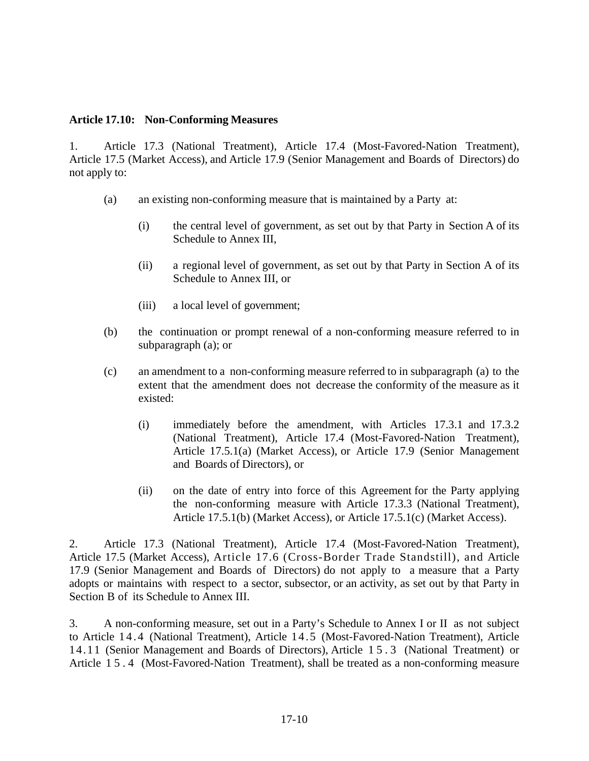**Article 17.10: Non-Conforming Measures**

1. Article 17.3 (National Treatment), Article 17.4 (Most-Favored-Nation Treatment), Article 17.5 (Market Access), and Article 17.9 (Senior Management and Boards of Directors) do not apply to:

(a) an existing non-conforming measure that is maintained by a Party at:

(i) the central level of government, as set out by that Party in Section A of its Schedule to Annex III,

(ii) a regional level of government, as set out by that Party in Section A of its Schedule to Annex III, or

(iii) a local level of government;

(b) the continuation or prompt renewal of a non-conforming measure referred to in subparagraph (a); or

(c) an amendment to a non-conforming measure referred to in subparagraph (a) to the extent that the amendment does not decrease the conformity of the measure as it existed:

(i) immediately before the amendment, with Articles 17.3.1 and 17.3.2 (National Treatment), Article 17.4 (Most-Favored-Nation Treatment), Article 17.5.1(a) (Market Access), or Article 17.9 (Senior Management and Boards of Directors), or

(ii) on the date of entry into force of this Agreement for the Party applying the non-conforming measure with Article 17.3.3 (National Treatment), Article 17.5.1(b) (Market Access), or Article 17.5.1(c) (Market Access).

2. Article 17.3 (National Treatment), Article 17.4 (Most-Favored-Nation Treatment), Article 17.5 (Market Access), Article 17.6 (Cross-Border Trade Standstill), and Article 17.9 (Senior Management and Boards of Directors) do not apply to a measure that a Party adopts or maintains with respect to a sector, subsector, or an activity, as set out by that Party in Section B of its Schedule to Annex III.

3. A non-conforming measure, set out in a Party's Schedule to Annex I or II as not subject to Article 14.4 (National Treatment), Article 14.5 (Most-Favored-Nation Treatment), Article 14.11 (Senior Management and Boards of Directors), Article 15.3 (National Treatment) or Article 15.4 (Most-Favored-Nation Treatment), shall be treated as a non-conforming measure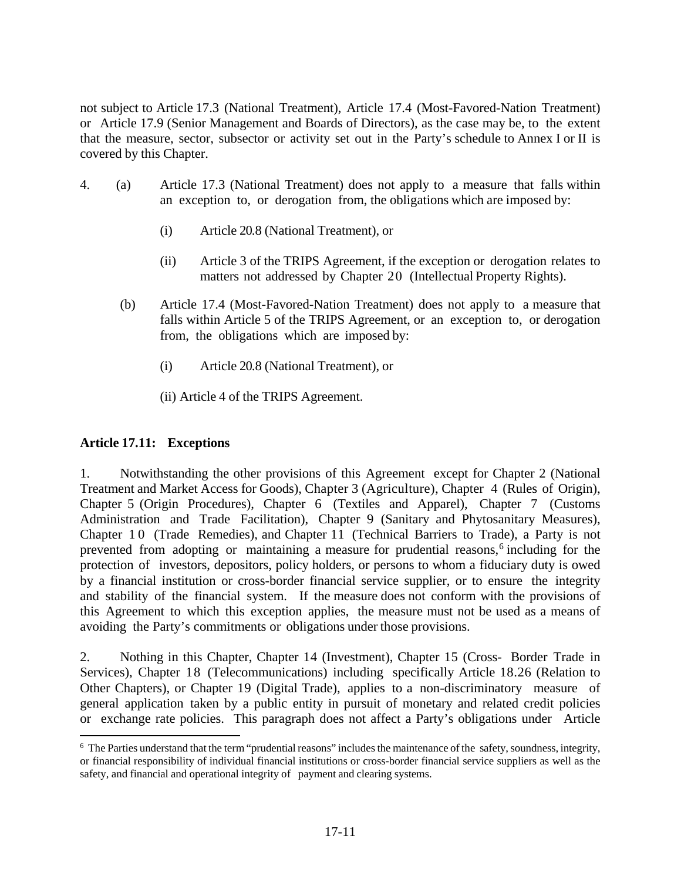not subject to Article 17.3 (National Treatment), Article 17.4 (Most-Favored-Nation Treatment) or Article 17.9 (Senior Management and Boards of Directors), as the case may be, to the extent that the measure, sector, subsector or activity set out in the Party's schedule to Annex I or II is covered by this Chapter.

4. (a) Article 17.3 (National Treatment) does not apply to a measure that falls within an exception to, or derogation from, the obligations which are imposed by:

  (i) Article 20.8 (National Treatment), or

  (ii) Article 3 of the TRIPS Agreement, if the exception or derogation relates to matters not addressed by Chapter 20 (Intellectual Property Rights).

 (b) Article 17.4 (Most-Favored-Nation Treatment) does not apply to a measure that falls within Article 5 of the TRIPS Agreement, or an exception to, or derogation from, the obligations which are imposed by:

  (i) Article 20.8 (National Treatment), or

  (ii) Article 4 of the TRIPS Agreement.

**Article 17.11: Exceptions**

1. Notwithstanding the other provisions of this Agreement except for Chapter 2 (National Treatment and Market Access for Goods), Chapter 3 (Agriculture), Chapter 4 (Rules of Origin), Chapter 5 (Origin Procedures), Chapter 6 (Textiles and Apparel), Chapter 7 (Customs Administration and Trade Facilitation), Chapter 9 (Sanitary and Phytosanitary Measures), Chapter 10 (Trade Remedies), and Chapter 11 (Technical Barriers to Trade), a Party is not prevented from adopting or maintaining a measure for prudential reasons,[6] including for the protection of investors, depositors, policy holders, or persons to whom a fiduciary duty is owed by a financial institution or cross-border financial service supplier, or to ensure the integrity and stability of the financial system. If the measure does not conform with the provisions of this Agreement to which this exception applies, the measure must not be used as a means of avoiding the Party's commitments or obligations under those provisions.

2. Nothing in this Chapter, Chapter 14 (Investment), Chapter 15 (Cross- Border Trade in Services), Chapter 18 (Telecommunications) including specifically Article 18.26 (Relation to Other Chapters), or Chapter 19 (Digital Trade), applies to a non-discriminatory measure of general application taken by a public entity in pursuit of monetary and related credit policies or exchange rate policies. This paragraph does not affect a Party's obligations under Article

[6] The Parties understand that the term "prudential reasons" includes the maintenance of the safety, soundness, integrity, or financial responsibility of individual financial institutions or cross-border financial service suppliers as well as the safety, and financial and operational integrity of payment and clearing systems.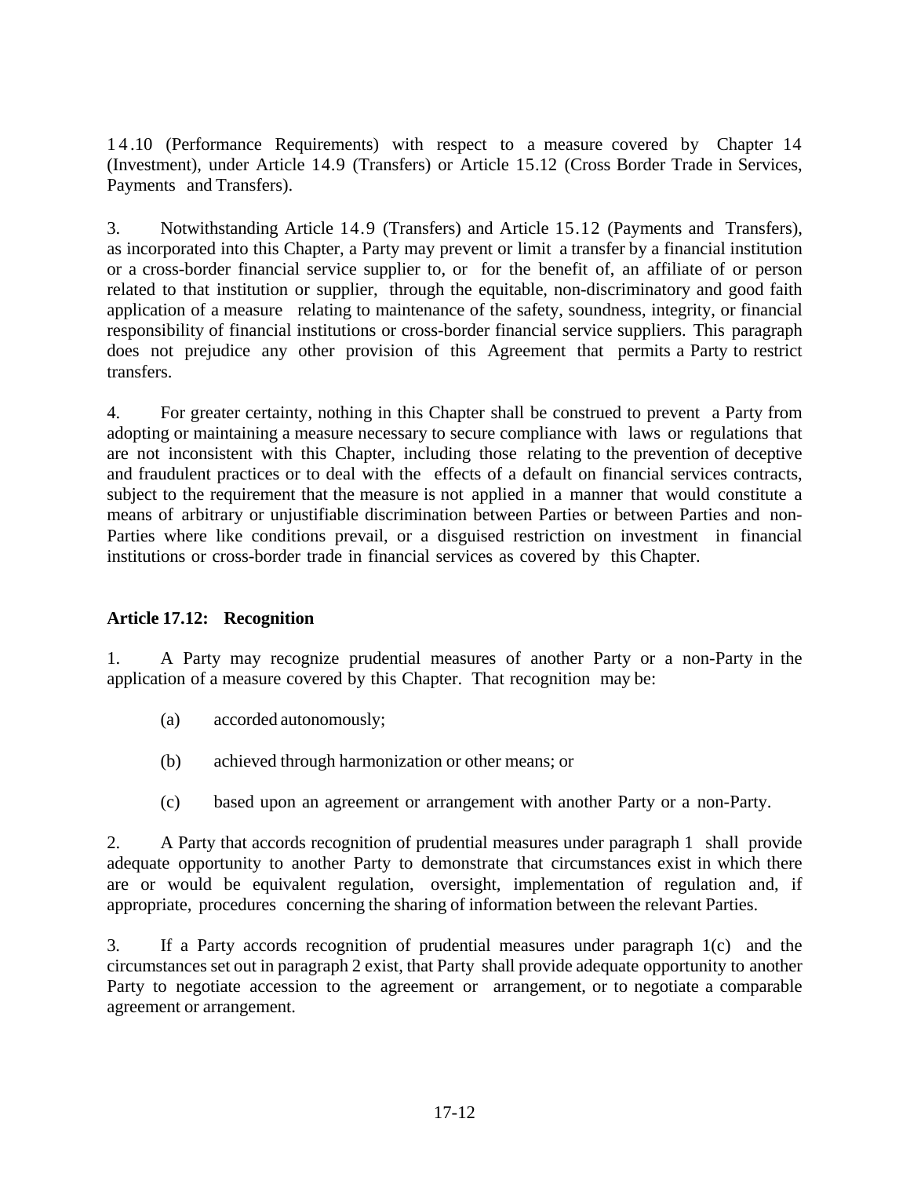14.10 (Performance Requirements) with respect to a measure covered by Chapter 14 (Investment), under Article 14.9 (Transfers) or Article 15.12 (Cross Border Trade in Services, Payments and Transfers).

3. Notwithstanding Article 14.9 (Transfers) and Article 15.12 (Payments and Transfers), as incorporated into this Chapter, a Party may prevent or limit a transfer by a financial institution or a cross-border financial service supplier to, or for the benefit of, an affiliate of or person related to that institution or supplier, through the equitable, non-discriminatory and good faith application of a measure relating to maintenance of the safety, soundness, integrity, or financial responsibility of financial institutions or cross-border financial service suppliers. This paragraph does not prejudice any other provision of this Agreement that permits a Party to restrict transfers.

4. For greater certainty, nothing in this Chapter shall be construed to prevent a Party from adopting or maintaining a measure necessary to secure compliance with laws or regulations that are not inconsistent with this Chapter, including those relating to the prevention of deceptive and fraudulent practices or to deal with the effects of a default on financial services contracts, subject to the requirement that the measure is not applied in a manner that would constitute a means of arbitrary or unjustifiable discrimination between Parties or between Parties and non-Parties where like conditions prevail, or a disguised restriction on investment in financial institutions or cross-border trade in financial services as covered by this Chapter.

**Article 17.12: Recognition**

1. A Party may recognize prudential measures of another Party or a non-Party in the application of a measure covered by this Chapter. That recognition may be:

(a) accorded autonomously;

(b) achieved through harmonization or other means; or

(c) based upon an agreement or arrangement with another Party or a non-Party.

2. A Party that accords recognition of prudential measures under paragraph 1 shall provide adequate opportunity to another Party to demonstrate that circumstances exist in which there are or would be equivalent regulation, oversight, implementation of regulation and, if appropriate, procedures concerning the sharing of information between the relevant Parties.

3. If a Party accords recognition of prudential measures under paragraph 1(c) and the circumstances set out in paragraph 2 exist, that Party shall provide adequate opportunity to another Party to negotiate accession to the agreement or arrangement, or to negotiate a comparable agreement or arrangement.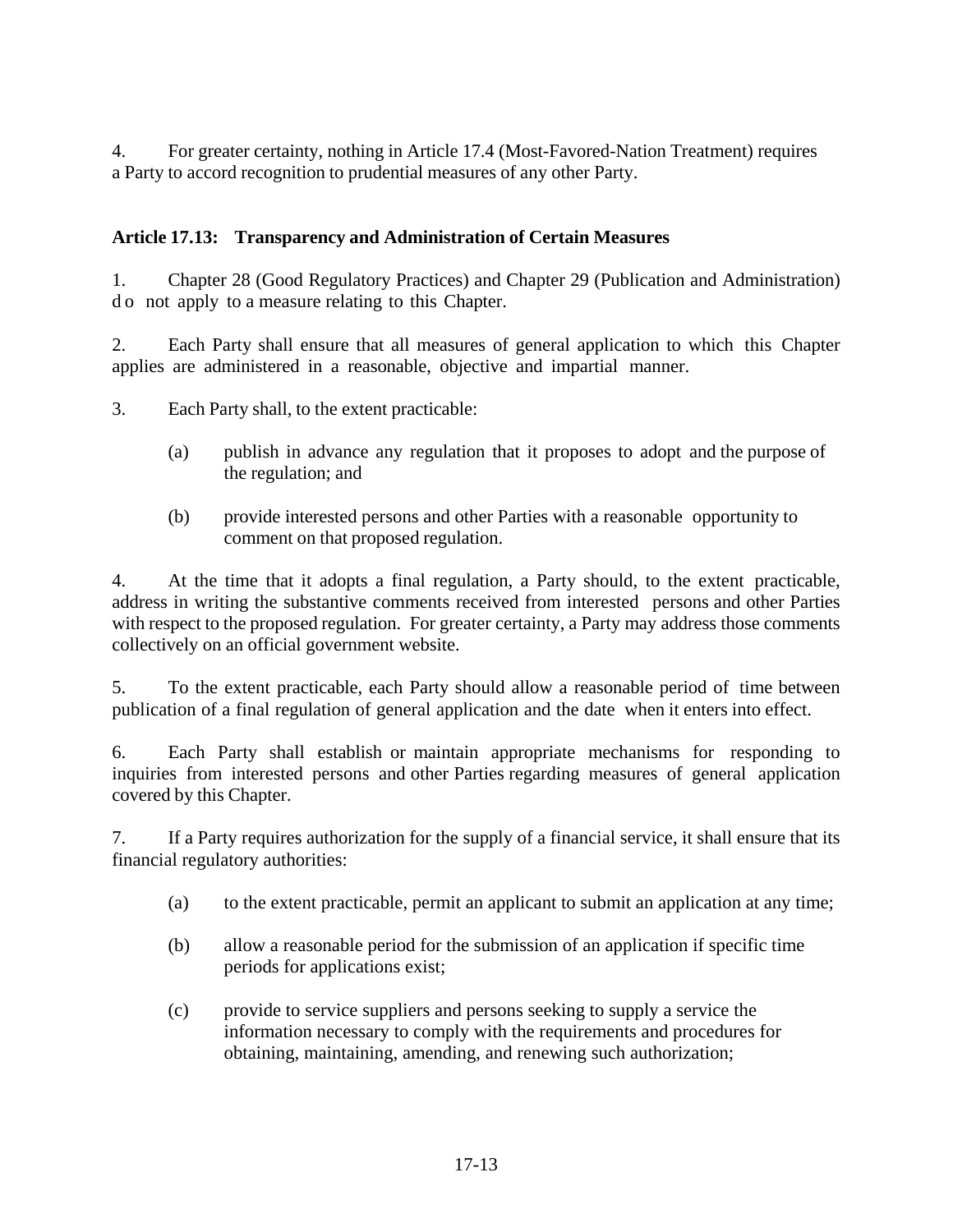4. For greater certainty, nothing in Article 17.4 (Most-Favored-Nation Treatment) requires a Party to accord recognition to prudential measures of any other Party.

**Article 17.13: Transparency and Administration of Certain Measures**

1. Chapter 28 (Good Regulatory Practices) and Chapter 29 (Publication and Administration) do not apply to a measure relating to this Chapter.

2. Each Party shall ensure that all measures of general application to which this Chapter applies are administered in a reasonable, objective and impartial manner.

3. Each Party shall, to the extent practicable:

(a) publish in advance any regulation that it proposes to adopt and the purpose of the regulation; and

(b) provide interested persons and other Parties with a reasonable opportunity to comment on that proposed regulation.

4. At the time that it adopts a final regulation, a Party should, to the extent practicable, address in writing the substantive comments received from interested persons and other Parties with respect to the proposed regulation. For greater certainty, a Party may address those comments collectively on an official government website.

5. To the extent practicable, each Party should allow a reasonable period of time between publication of a final regulation of general application and the date when it enters into effect.

6. Each Party shall establish or maintain appropriate mechanisms for responding to inquiries from interested persons and other Parties regarding measures of general application covered by this Chapter.

7. If a Party requires authorization for the supply of a financial service, it shall ensure that its financial regulatory authorities:

(a) to the extent practicable, permit an applicant to submit an application at any time;

(b) allow a reasonable period for the submission of an application if specific time periods for applications exist;

(c) provide to service suppliers and persons seeking to supply a service the information necessary to comply with the requirements and procedures for obtaining, maintaining, amending, and renewing such authorization;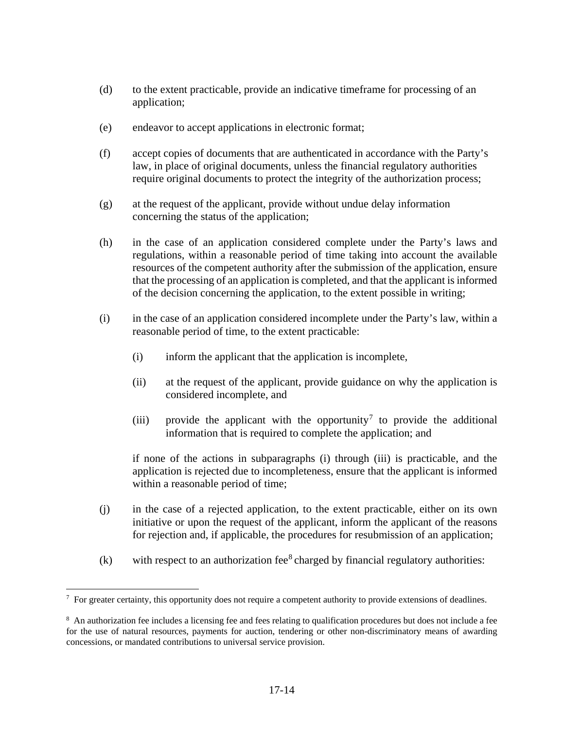(d) to the extent practicable, provide an indicative timeframe for processing of an application;

(e) endeavor to accept applications in electronic format;

(f) accept copies of documents that are authenticated in accordance with the Party's law, in place of original documents, unless the financial regulatory authorities require original documents to protect the integrity of the authorization process;

(g) at the request of the applicant, provide without undue delay information concerning the status of the application;

(h) in the case of an application considered complete under the Party's laws and regulations, within a reasonable period of time taking into account the available resources of the competent authority after the submission of the application, ensure that the processing of an application is completed, and that the applicant is informed of the decision concerning the application, to the extent possible in writing;

(i) in the case of an application considered incomplete under the Party's law, within a reasonable period of time, to the extent practicable:

  (i) inform the applicant that the application is incomplete,

  (ii) at the request of the applicant, provide guidance on why the application is considered incomplete, and

  (iii) provide the applicant with the opportunity[7] to provide the additional information that is required to complete the application; and

  if none of the actions in subparagraphs (i) through (iii) is practicable, and the application is rejected due to incompleteness, ensure that the applicant is informed within a reasonable period of time;

(j) in the case of a rejected application, to the extent practicable, either on its own initiative or upon the request of the applicant, inform the applicant of the reasons for rejection and, if applicable, the procedures for resubmission of an application;

(k) with respect to an authorization fee[8] charged by financial regulatory authorities:

---

[7] For greater certainty, this opportunity does not require a competent authority to provide extensions of deadlines.

[8] An authorization fee includes a licensing fee and fees relating to qualification procedures but does not include a fee for the use of natural resources, payments for auction, tendering or other non-discriminatory means of awarding concessions, or mandated contributions to universal service provision.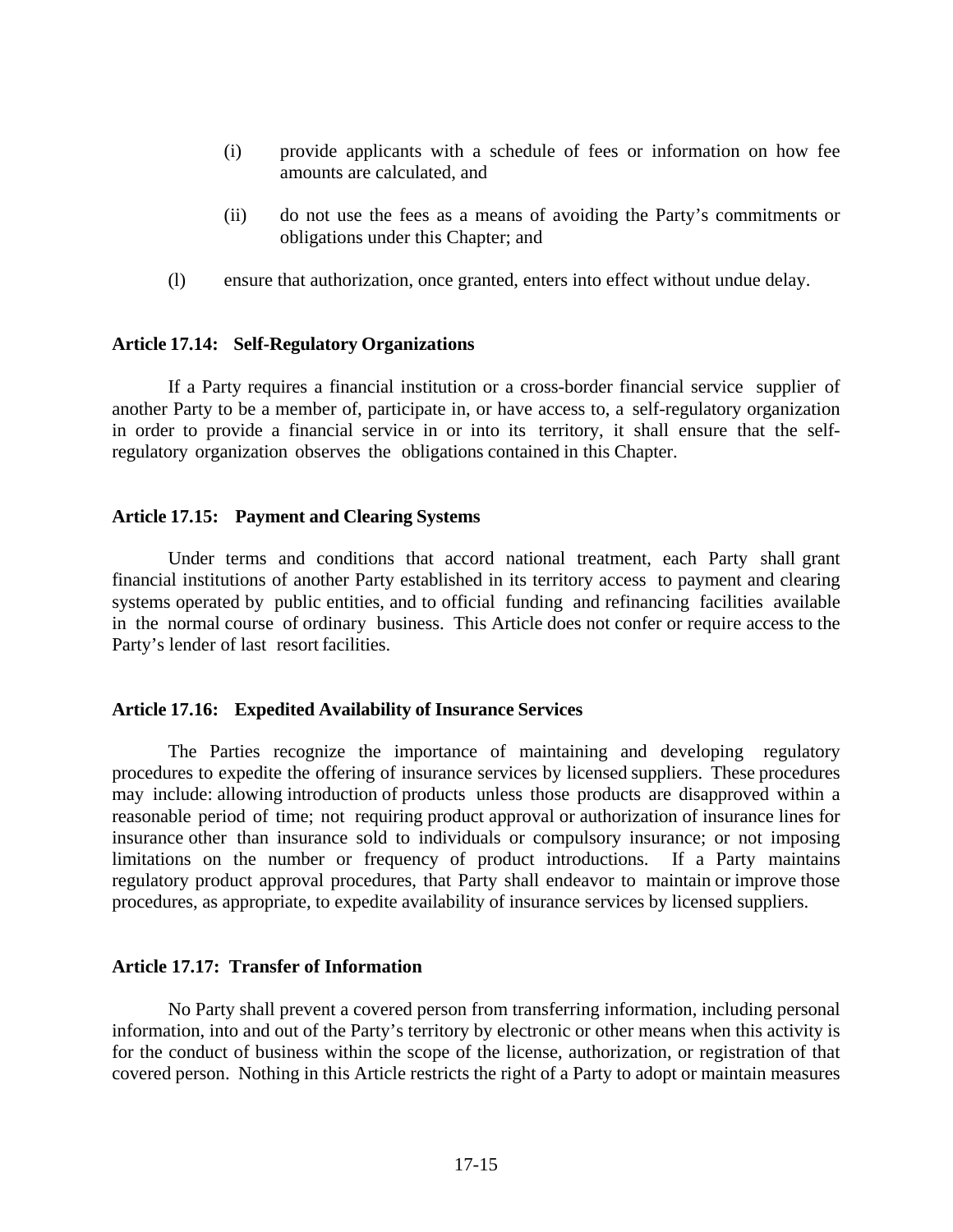(i) provide applicants with a schedule of fees or information on how fee amounts are calculated, and

(ii) do not use the fees as a means of avoiding the Party's commitments or obligations under this Chapter; and

(l) ensure that authorization, once granted, enters into effect without undue delay.

**Article 17.14: Self-Regulatory Organizations**

If a Party requires a financial institution or a cross-border financial service supplier of another Party to be a member of, participate in, or have access to, a self-regulatory organization in order to provide a financial service in or into its territory, it shall ensure that the self-regulatory organization observes the obligations contained in this Chapter.

**Article 17.15: Payment and Clearing Systems**

Under terms and conditions that accord national treatment, each Party shall grant financial institutions of another Party established in its territory access to payment and clearing systems operated by public entities, and to official funding and refinancing facilities available in the normal course of ordinary business. This Article does not confer or require access to the Party's lender of last resort facilities.

**Article 17.16: Expedited Availability of Insurance Services**

The Parties recognize the importance of maintaining and developing regulatory procedures to expedite the offering of insurance services by licensed suppliers. These procedures may include: allowing introduction of products unless those products are disapproved within a reasonable period of time; not requiring product approval or authorization of insurance lines for insurance other than insurance sold to individuals or compulsory insurance; or not imposing limitations on the number or frequency of product introductions. If a Party maintains regulatory product approval procedures, that Party shall endeavor to maintain or improve those procedures, as appropriate, to expedite availability of insurance services by licensed suppliers.

**Article 17.17: Transfer of Information**

No Party shall prevent a covered person from transferring information, including personal information, into and out of the Party's territory by electronic or other means when this activity is for the conduct of business within the scope of the license, authorization, or registration of that covered person. Nothing in this Article restricts the right of a Party to adopt or maintain measures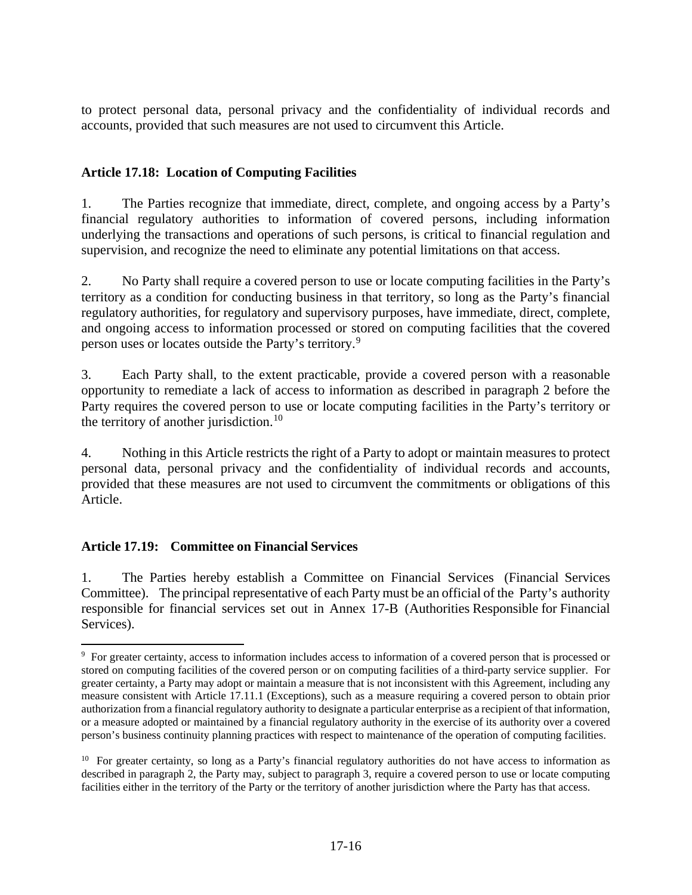to protect personal data, personal privacy and the confidentiality of individual records and accounts, provided that such measures are not used to circumvent this Article.

### Article 17.18: Location of Computing Facilities

1. The Parties recognize that immediate, direct, complete, and ongoing access by a Party's financial regulatory authorities to information of covered persons, including information underlying the transactions and operations of such persons, is critical to financial regulation and supervision, and recognize the need to eliminate any potential limitations on that access.

2. No Party shall require a covered person to use or locate computing facilities in the Party's territory as a condition for conducting business in that territory, so long as the Party's financial regulatory authorities, for regulatory and supervisory purposes, have immediate, direct, complete, and ongoing access to information processed or stored on computing facilities that the covered person uses or locates outside the Party's territory.[9]

3. Each Party shall, to the extent practicable, provide a covered person with a reasonable opportunity to remediate a lack of access to information as described in paragraph 2 before the Party requires the covered person to use or locate computing facilities in the Party's territory or the territory of another jurisdiction.[10]

4. Nothing in this Article restricts the right of a Party to adopt or maintain measures to protect personal data, personal privacy and the confidentiality of individual records and accounts, provided that these measures are not used to circumvent the commitments or obligations of this Article.

### Article 17.19: Committee on Financial Services

1. The Parties hereby establish a Committee on Financial Services (Financial Services Committee). The principal representative of each Party must be an official of the Party's authority responsible for financial services set out in Annex 17-B (Authorities Responsible for Financial Services).

---

[9] For greater certainty, access to information includes access to information of a covered person that is processed or stored on computing facilities of the covered person or on computing facilities of a third-party service supplier. For greater certainty, a Party may adopt or maintain a measure that is not inconsistent with this Agreement, including any measure consistent with Article 17.11.1 (Exceptions), such as a measure requiring a covered person to obtain prior authorization from a financial regulatory authority to designate a particular enterprise as a recipient of that information, or a measure adopted or maintained by a financial regulatory authority in the exercise of its authority over a covered person's business continuity planning practices with respect to maintenance of the operation of computing facilities.

[10] For greater certainty, so long as a Party's financial regulatory authorities do not have access to information as described in paragraph 2, the Party may, subject to paragraph 3, require a covered person to use or locate computing facilities either in the territory of the Party or the territory of another jurisdiction where the Party has that access.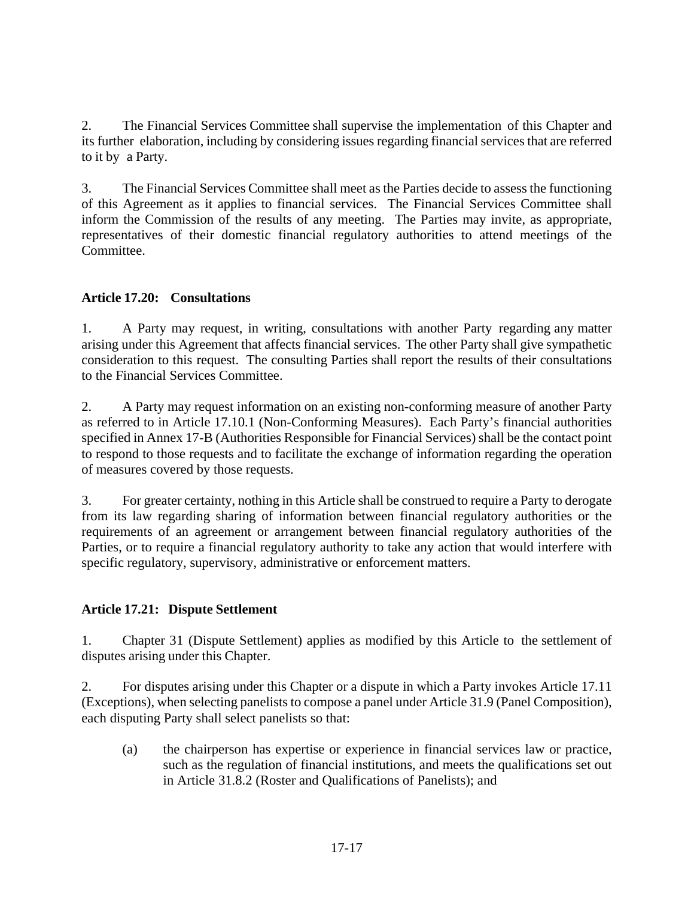2. The Financial Services Committee shall supervise the implementation of this Chapter and its further elaboration, including by considering issues regarding financial services that are referred to it by a Party.

3. The Financial Services Committee shall meet as the Parties decide to assess the functioning of this Agreement as it applies to financial services. The Financial Services Committee shall inform the Commission of the results of any meeting. The Parties may invite, as appropriate, representatives of their domestic financial regulatory authorities to attend meetings of the Committee.

**Article 17.20: Consultations**

1. A Party may request, in writing, consultations with another Party regarding any matter arising under this Agreement that affects financial services. The other Party shall give sympathetic consideration to this request. The consulting Parties shall report the results of their consultations to the Financial Services Committee.

2. A Party may request information on an existing non-conforming measure of another Party as referred to in Article 17.10.1 (Non-Conforming Measures). Each Party's financial authorities specified in Annex 17-B (Authorities Responsible for Financial Services) shall be the contact point to respond to those requests and to facilitate the exchange of information regarding the operation of measures covered by those requests.

3. For greater certainty, nothing in this Article shall be construed to require a Party to derogate from its law regarding sharing of information between financial regulatory authorities or the requirements of an agreement or arrangement between financial regulatory authorities of the Parties, or to require a financial regulatory authority to take any action that would interfere with specific regulatory, supervisory, administrative or enforcement matters.

**Article 17.21: Dispute Settlement**

1. Chapter 31 (Dispute Settlement) applies as modified by this Article to the settlement of disputes arising under this Chapter.

2. For disputes arising under this Chapter or a dispute in which a Party invokes Article 17.11 (Exceptions), when selecting panelists to compose a panel under Article 31.9 (Panel Composition), each disputing Party shall select panelists so that:

(a) the chairperson has expertise or experience in financial services law or practice, such as the regulation of financial institutions, and meets the qualifications set out in Article 31.8.2 (Roster and Qualifications of Panelists); and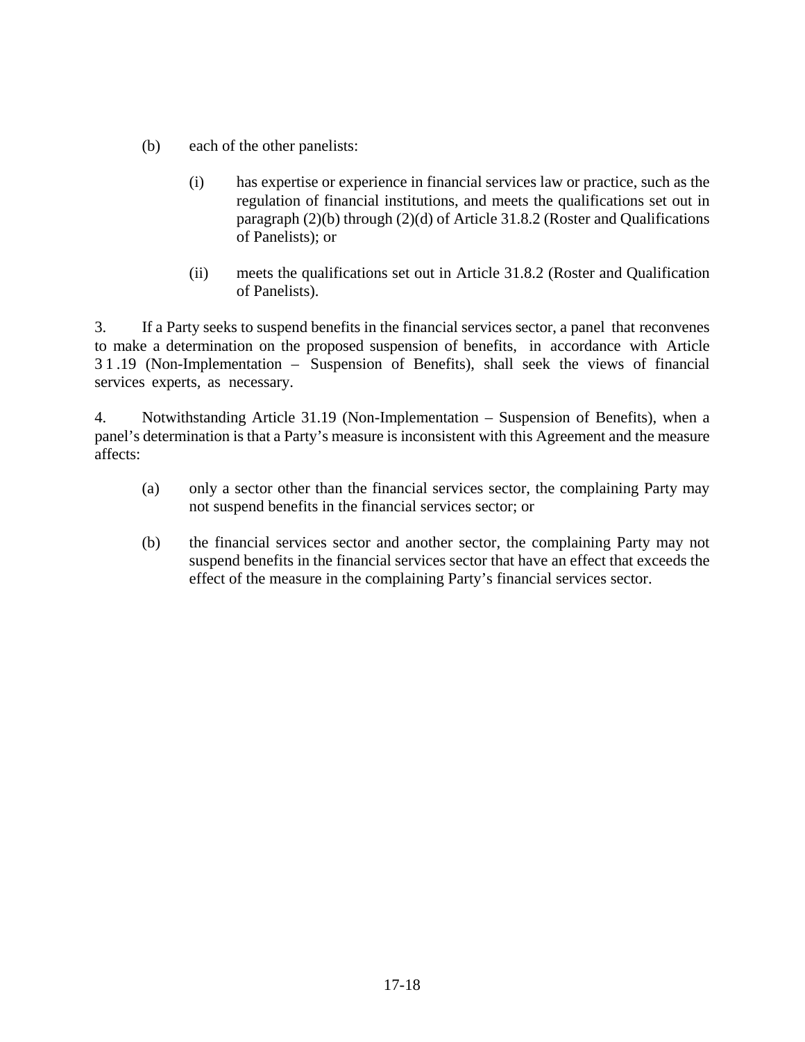(b) each of the other panelists:

   (i) has expertise or experience in financial services law or practice, such as the regulation of financial institutions, and meets the qualifications set out in paragraph (2)(b) through (2)(d) of Article 31.8.2 (Roster and Qualifications of Panelists); or

   (ii) meets the qualifications set out in Article 31.8.2 (Roster and Qualification of Panelists).

3. If a Party seeks to suspend benefits in the financial services sector, a panel that reconvenes to make a determination on the proposed suspension of benefits, in accordance with Article 31.19 (Non-Implementation – Suspension of Benefits), shall seek the views of financial services experts, as necessary.

4. Notwithstanding Article 31.19 (Non-Implementation – Suspension of Benefits), when a panel's determination is that a Party's measure is inconsistent with this Agreement and the measure affects:

(a) only a sector other than the financial services sector, the complaining Party may not suspend benefits in the financial services sector; or

(b) the financial services sector and another sector, the complaining Party may not suspend benefits in the financial services sector that have an effect that exceeds the effect of the measure in the complaining Party's financial services sector.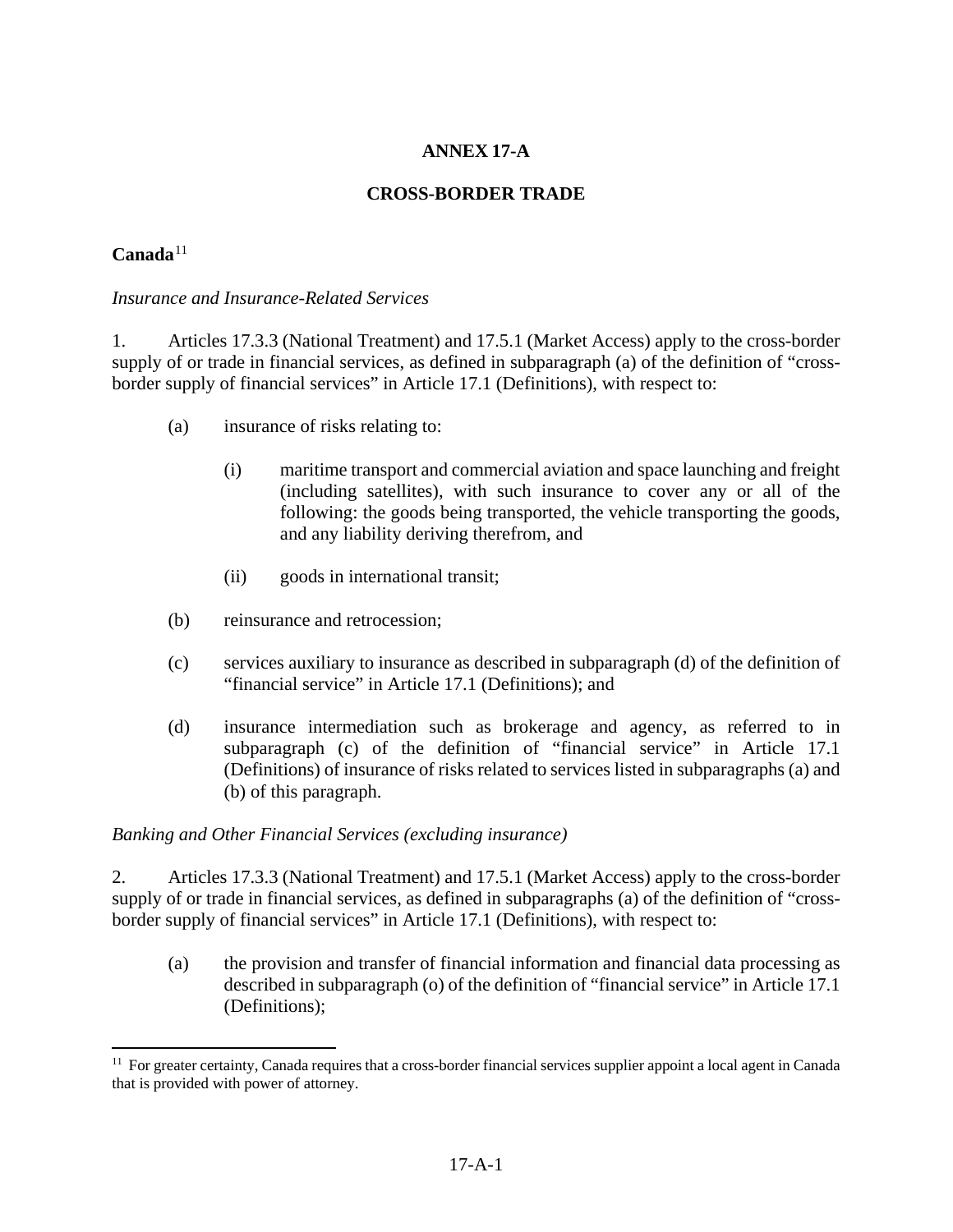# ANNEX 17-A

## CROSS-BORDER TRADE

**Canada**[11]

*Insurance and Insurance-Related Services*

1. Articles 17.3.3 (National Treatment) and 17.5.1 (Market Access) apply to the cross-border supply of or trade in financial services, as defined in subparagraph (a) of the definition of "cross-border supply of financial services" in Article 17.1 (Definitions), with respect to:

(a) insurance of risks relating to:

(i) maritime transport and commercial aviation and space launching and freight (including satellites), with such insurance to cover any or all of the following: the goods being transported, the vehicle transporting the goods, and any liability deriving therefrom, and

(ii) goods in international transit;

(b) reinsurance and retrocession;

(c) services auxiliary to insurance as described in subparagraph (d) of the definition of "financial service" in Article 17.1 (Definitions); and

(d) insurance intermediation such as brokerage and agency, as referred to in subparagraph (c) of the definition of "financial service" in Article 17.1 (Definitions) of insurance of risks related to services listed in subparagraphs (a) and (b) of this paragraph.

*Banking and Other Financial Services (excluding insurance)*

2. Articles 17.3.3 (National Treatment) and 17.5.1 (Market Access) apply to the cross-border supply of or trade in financial services, as defined in subparagraphs (a) of the definition of "cross-border supply of financial services" in Article 17.1 (Definitions), with respect to:

(a) the provision and transfer of financial information and financial data processing as described in subparagraph (o) of the definition of "financial service" in Article 17.1 (Definitions);

---

[11] For greater certainty, Canada requires that a cross-border financial services supplier appoint a local agent in Canada that is provided with power of attorney.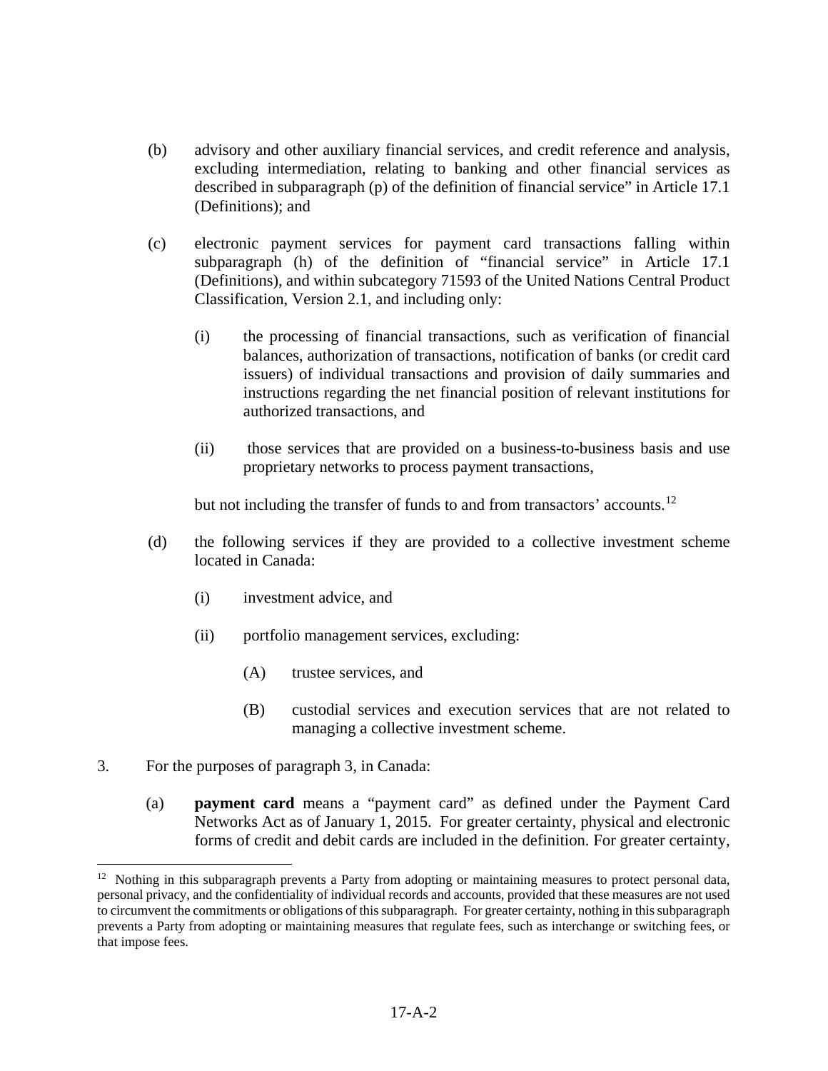(b) advisory and other auxiliary financial services, and credit reference and analysis, excluding intermediation, relating to banking and other financial services as described in subparagraph (p) of the definition of financial service" in Article 17.1 (Definitions); and

(c) electronic payment services for payment card transactions falling within subparagraph (h) of the definition of "financial service" in Article 17.1 (Definitions), and within subcategory 71593 of the United Nations Central Product Classification, Version 2.1, and including only:

  (i) the processing of financial transactions, such as verification of financial balances, authorization of transactions, notification of banks (or credit card issuers) of individual transactions and provision of daily summaries and instructions regarding the net financial position of relevant institutions for authorized transactions, and

  (ii) those services that are provided on a business-to-business basis and use proprietary networks to process payment transactions,

  but not including the transfer of funds to and from transactors' accounts.[12]

(d) the following services if they are provided to a collective investment scheme located in Canada:

  (i) investment advice, and

  (ii) portfolio management services, excluding:

    (A) trustee services, and

    (B) custodial services and execution services that are not related to managing a collective investment scheme.

3. For the purposes of paragraph 3, in Canada:

(a) **payment card** means a "payment card" as defined under the Payment Card Networks Act as of January 1, 2015. For greater certainty, physical and electronic forms of credit and debit cards are included in the definition. For greater certainty,

---

[12] Nothing in this subparagraph prevents a Party from adopting or maintaining measures to protect personal data, personal privacy, and the confidentiality of individual records and accounts, provided that these measures are not used to circumvent the commitments or obligations of this subparagraph. For greater certainty, nothing in this subparagraph prevents a Party from adopting or maintaining measures that regulate fees, such as interchange or switching fees, or that impose fees.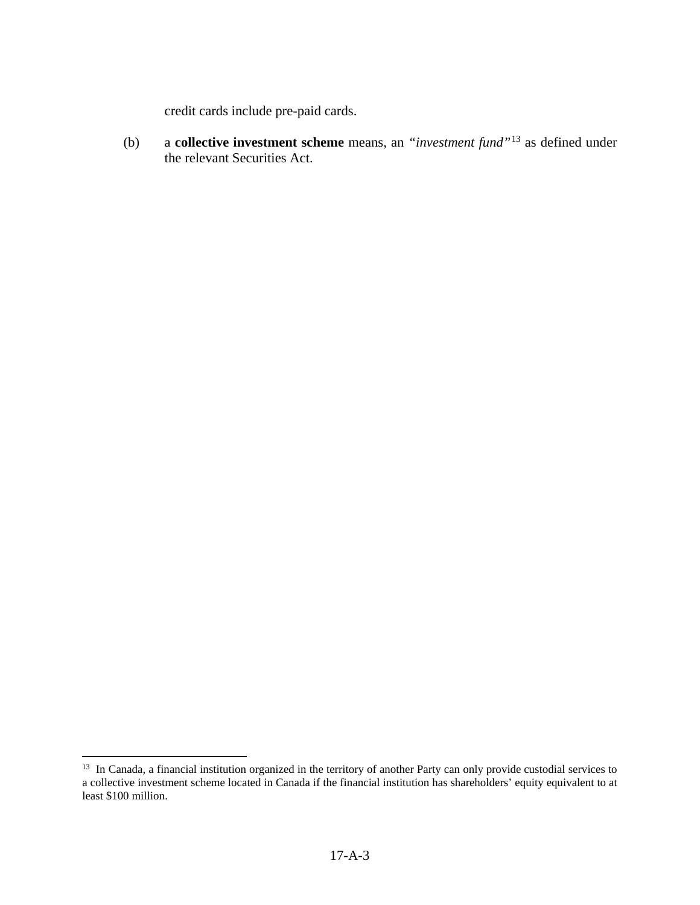credit cards include pre-paid cards.

(b) a **collective investment scheme** means, an *"investment fund"*[13] as defined under the relevant Securities Act.

---

[13] In Canada, a financial institution organized in the territory of another Party can only provide custodial services to a collective investment scheme located in Canada if the financial institution has shareholders' equity equivalent to at least $100 million.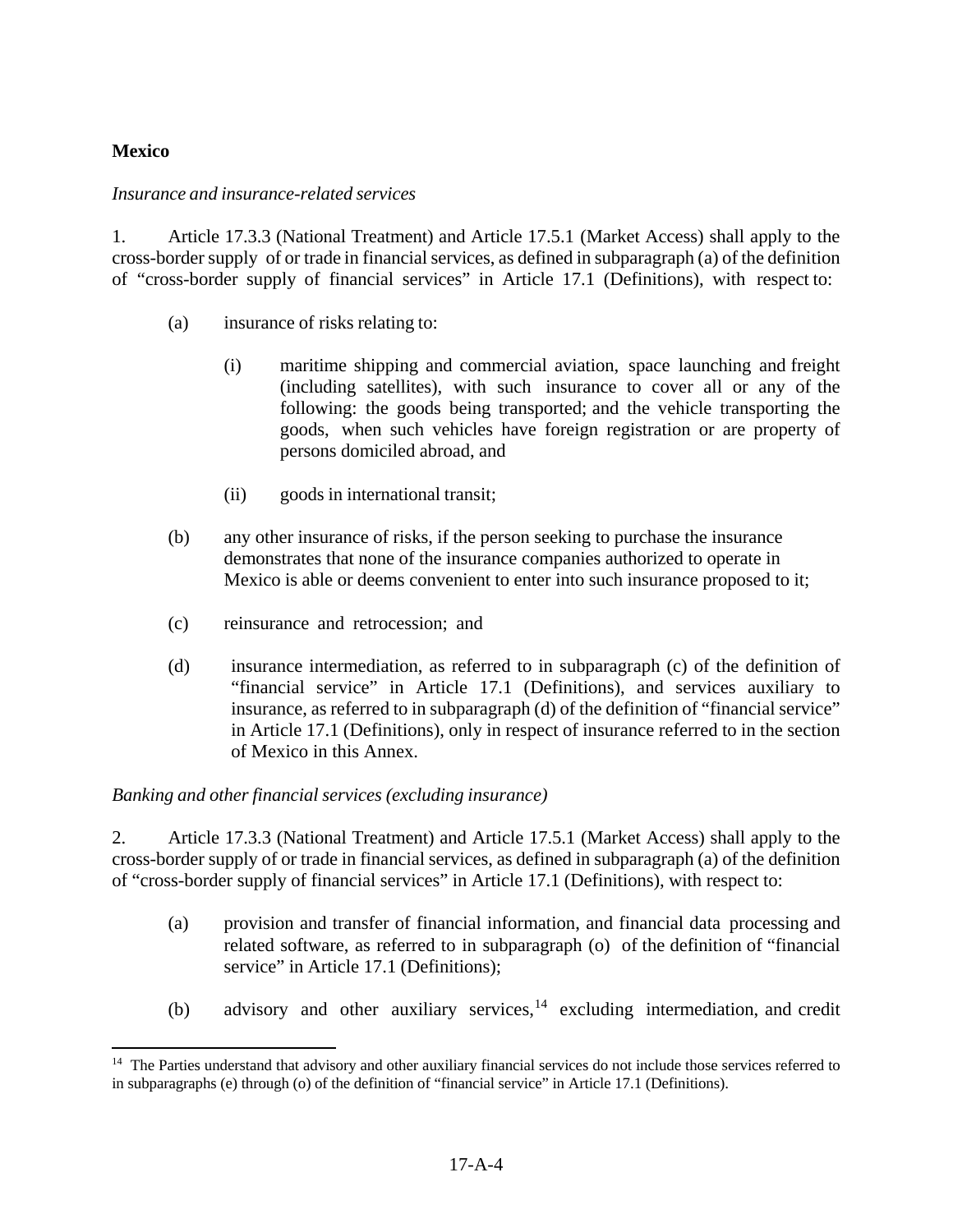**Mexico**

*Insurance and insurance-related services*

1. Article 17.3.3 (National Treatment) and Article 17.5.1 (Market Access) shall apply to the cross-border supply of or trade in financial services, as defined in subparagraph (a) of the definition of "cross-border supply of financial services" in Article 17.1 (Definitions), with respect to:

   (a) insurance of risks relating to:

      (i) maritime shipping and commercial aviation, space launching and freight (including satellites), with such insurance to cover all or any of the following: the goods being transported; and the vehicle transporting the goods, when such vehicles have foreign registration or are property of persons domiciled abroad, and

      (ii) goods in international transit;

   (b) any other insurance of risks, if the person seeking to purchase the insurance demonstrates that none of the insurance companies authorized to operate in Mexico is able or deems convenient to enter into such insurance proposed to it;

   (c) reinsurance and retrocession; and

   (d) insurance intermediation, as referred to in subparagraph (c) of the definition of "financial service" in Article 17.1 (Definitions), and services auxiliary to insurance, as referred to in subparagraph (d) of the definition of "financial service" in Article 17.1 (Definitions), only in respect of insurance referred to in the section of Mexico in this Annex.

*Banking and other financial services (excluding insurance)*

2. Article 17.3.3 (National Treatment) and Article 17.5.1 (Market Access) shall apply to the cross-border supply of or trade in financial services, as defined in subparagraph (a) of the definition of "cross-border supply of financial services" in Article 17.1 (Definitions), with respect to:

   (a) provision and transfer of financial information, and financial data processing and related software, as referred to in subparagraph (o) of the definition of "financial service" in Article 17.1 (Definitions);

   (b) advisory and other auxiliary services,[14] excluding intermediation, and credit

[14] The Parties understand that advisory and other auxiliary financial services do not include those services referred to in subparagraphs (e) through (o) of the definition of "financial service" in Article 17.1 (Definitions).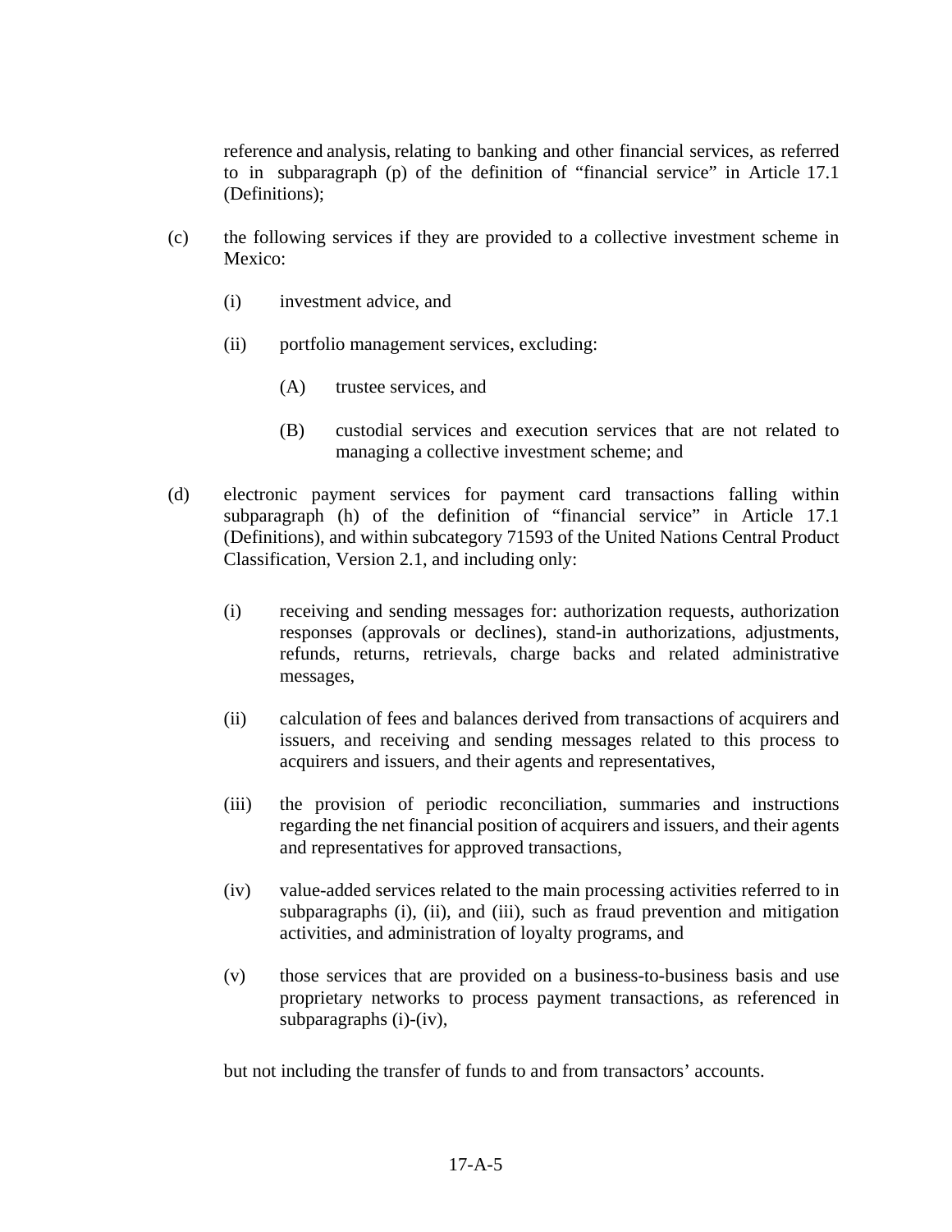reference and analysis, relating to banking and other financial services, as referred to in subparagraph (p) of the definition of "financial service" in Article 17.1 (Definitions);

(c) the following services if they are provided to a collective investment scheme in Mexico:

   (i) investment advice, and

   (ii) portfolio management services, excluding:

      (A) trustee services, and

      (B) custodial services and execution services that are not related to managing a collective investment scheme; and

(d) electronic payment services for payment card transactions falling within subparagraph (h) of the definition of "financial service" in Article 17.1 (Definitions), and within subcategory 71593 of the United Nations Central Product Classification, Version 2.1, and including only:

   (i) receiving and sending messages for: authorization requests, authorization responses (approvals or declines), stand-in authorizations, adjustments, refunds, returns, retrievals, charge backs and related administrative messages,

   (ii) calculation of fees and balances derived from transactions of acquirers and issuers, and receiving and sending messages related to this process to acquirers and issuers, and their agents and representatives,

   (iii) the provision of periodic reconciliation, summaries and instructions regarding the net financial position of acquirers and issuers, and their agents and representatives for approved transactions,

   (iv) value-added services related to the main processing activities referred to in subparagraphs (i), (ii), and (iii), such as fraud prevention and mitigation activities, and administration of loyalty programs, and

   (v) those services that are provided on a business-to-business basis and use proprietary networks to process payment transactions, as referenced in subparagraphs (i)-(iv),

but not including the transfer of funds to and from transactors' accounts.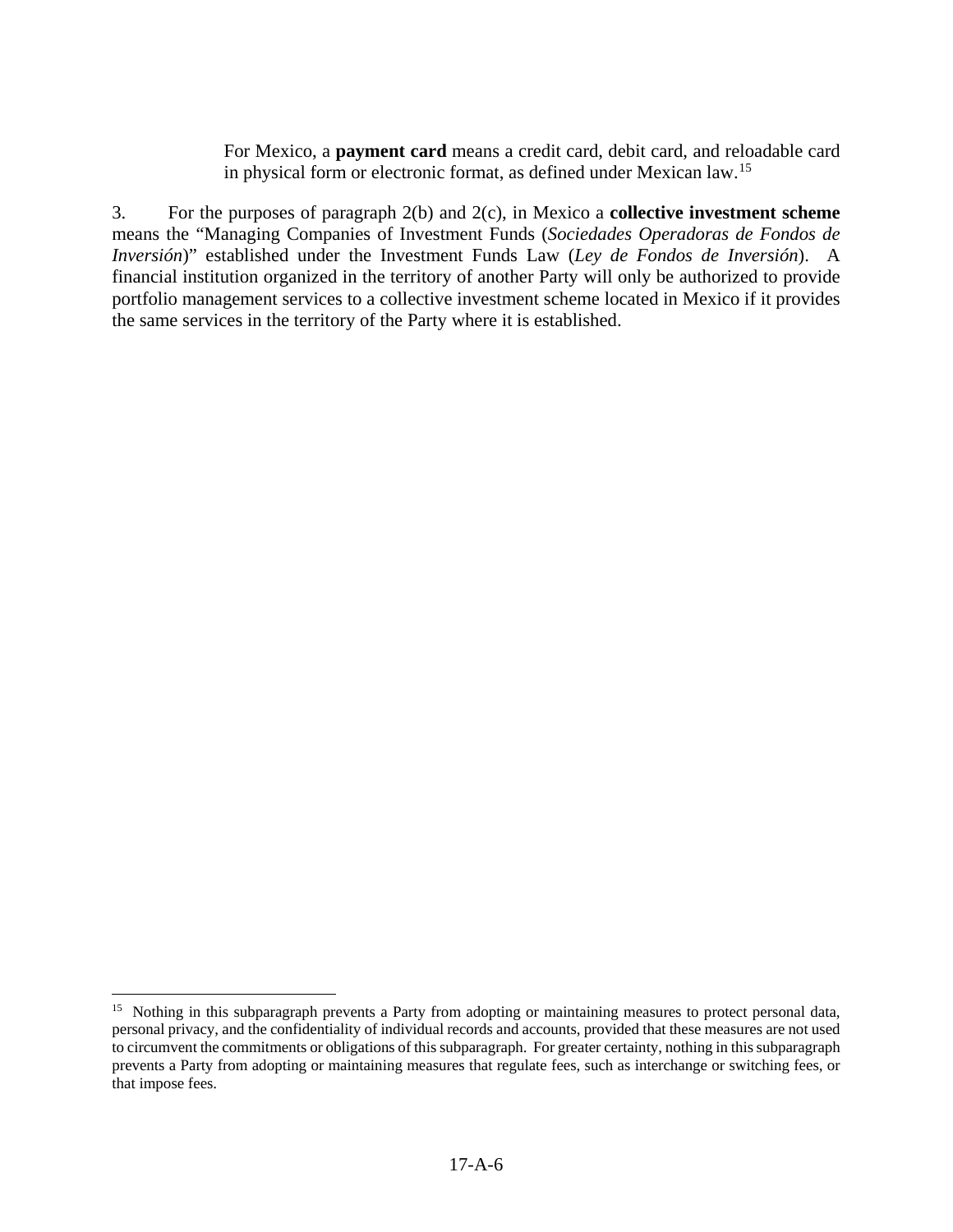For Mexico, a **payment card** means a credit card, debit card, and reloadable card in physical form or electronic format, as defined under Mexican law.[15]

3. For the purposes of paragraph 2(b) and 2(c), in Mexico a **collective investment scheme** means the "Managing Companies of Investment Funds (*Sociedades Operadoras de Fondos de Inversión*)" established under the Investment Funds Law (*Ley de Fondos de Inversión*). A financial institution organized in the territory of another Party will only be authorized to provide portfolio management services to a collective investment scheme located in Mexico if it provides the same services in the territory of the Party where it is established.

---

[15] Nothing in this subparagraph prevents a Party from adopting or maintaining measures to protect personal data, personal privacy, and the confidentiality of individual records and accounts, provided that these measures are not used to circumvent the commitments or obligations of this subparagraph. For greater certainty, nothing in this subparagraph prevents a Party from adopting or maintaining measures that regulate fees, such as interchange or switching fees, or that impose fees.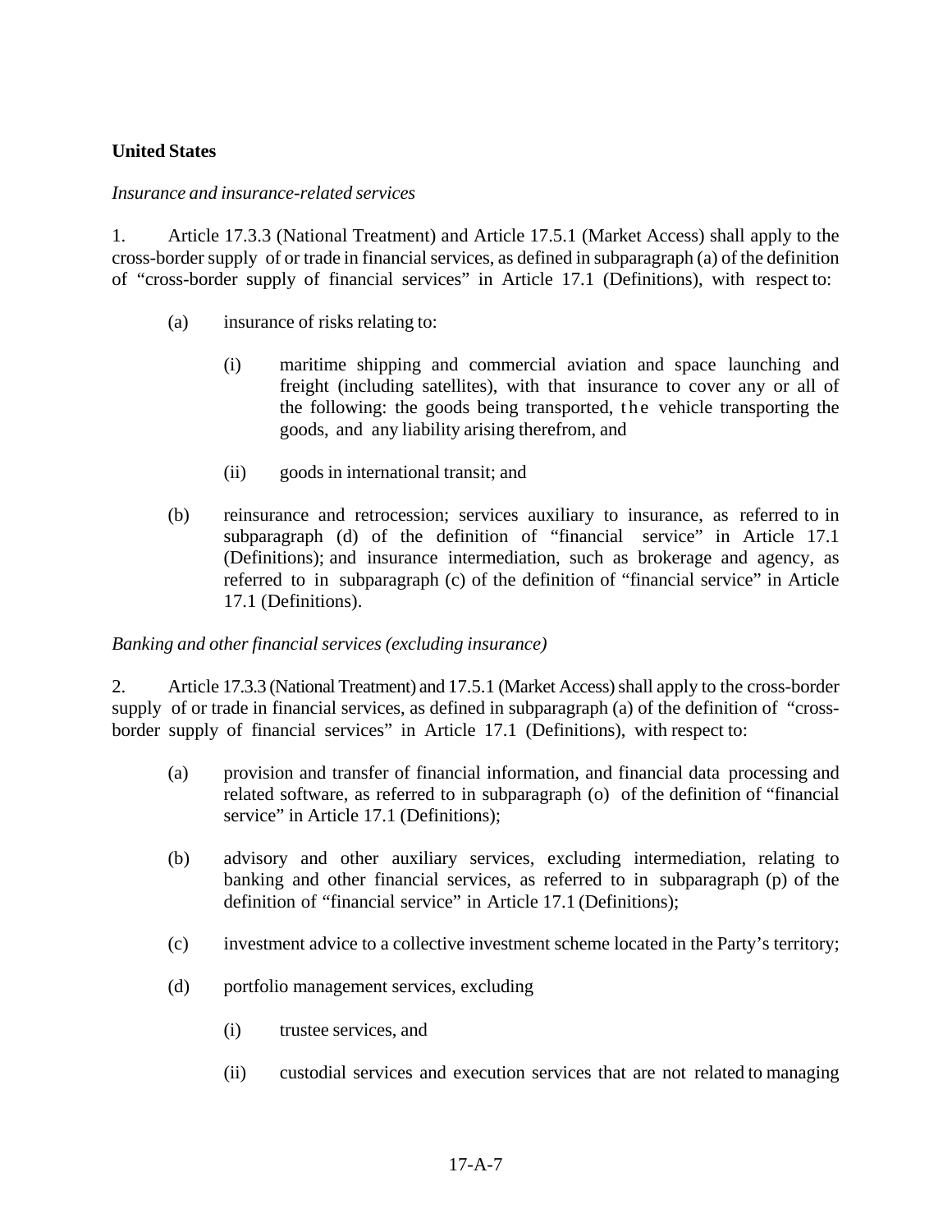**United States**

*Insurance and insurance-related services*

1. Article 17.3.3 (National Treatment) and Article 17.5.1 (Market Access) shall apply to the cross-border supply of or trade in financial services, as defined in subparagraph (a) of the definition of "cross-border supply of financial services" in Article 17.1 (Definitions), with respect to:

   (a) insurance of risks relating to:

      (i) maritime shipping and commercial aviation and space launching and freight (including satellites), with that insurance to cover any or all of the following: the goods being transported, the vehicle transporting the goods, and any liability arising therefrom, and

      (ii) goods in international transit; and

   (b) reinsurance and retrocession; services auxiliary to insurance, as referred to in subparagraph (d) of the definition of "financial service" in Article 17.1 (Definitions); and insurance intermediation, such as brokerage and agency, as referred to in subparagraph (c) of the definition of "financial service" in Article 17.1 (Definitions).

*Banking and other financial services (excluding insurance)*

2. Article 17.3.3 (National Treatment) and 17.5.1 (Market Access) shall apply to the cross-border supply of or trade in financial services, as defined in subparagraph (a) of the definition of "cross-border supply of financial services" in Article 17.1 (Definitions), with respect to:

   (a) provision and transfer of financial information, and financial data processing and related software, as referred to in subparagraph (o) of the definition of "financial service" in Article 17.1 (Definitions);

   (b) advisory and other auxiliary services, excluding intermediation, relating to banking and other financial services, as referred to in subparagraph (p) of the definition of "financial service" in Article 17.1 (Definitions);

   (c) investment advice to a collective investment scheme located in the Party's territory;

   (d) portfolio management services, excluding

      (i) trustee services, and

      (ii) custodial services and execution services that are not related to managing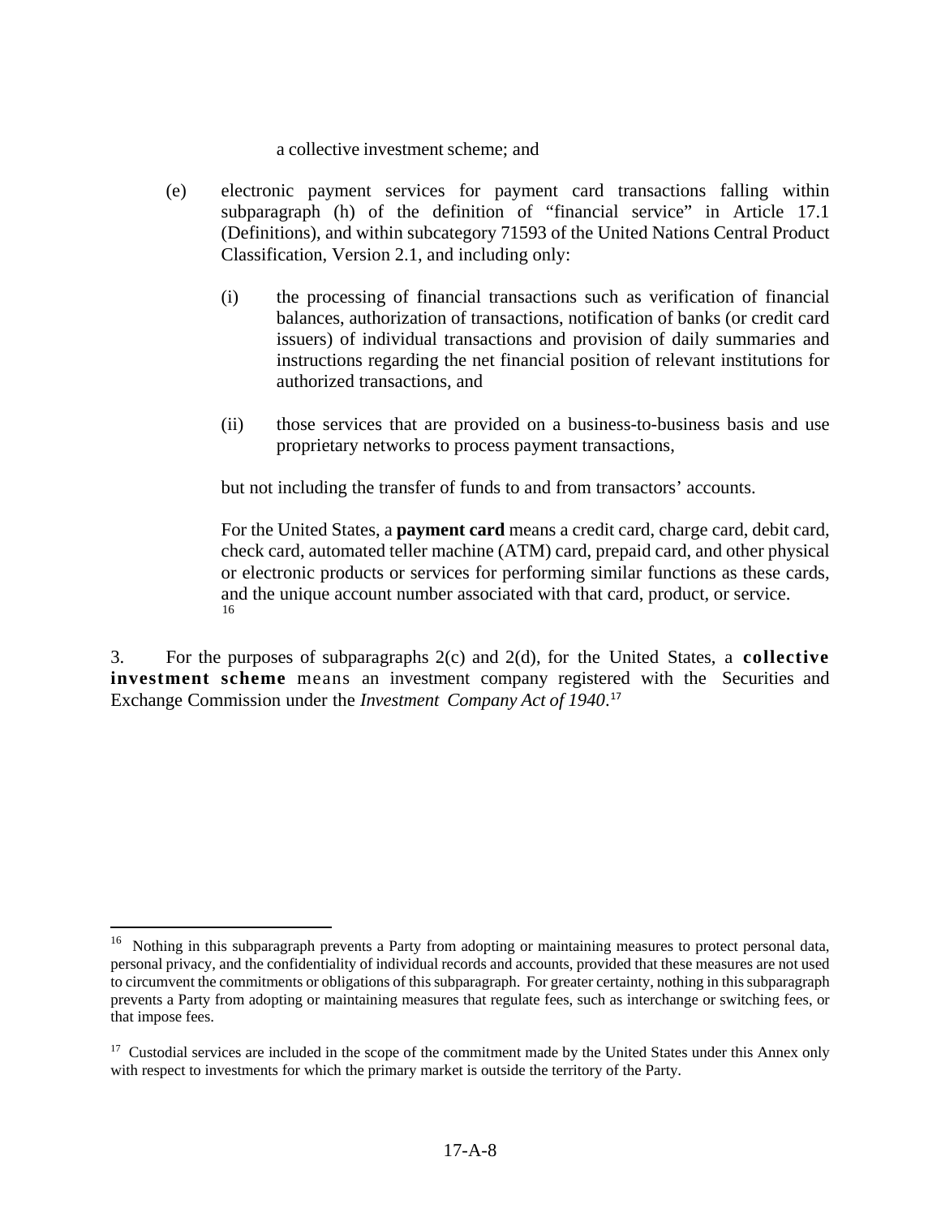a collective investment scheme; and

(e) electronic payment services for payment card transactions falling within subparagraph (h) of the definition of "financial service" in Article 17.1 (Definitions), and within subcategory 71593 of the United Nations Central Product Classification, Version 2.1, and including only:

(i) the processing of financial transactions such as verification of financial balances, authorization of transactions, notification of banks (or credit card issuers) of individual transactions and provision of daily summaries and instructions regarding the net financial position of relevant institutions for authorized transactions, and

(ii) those services that are provided on a business-to-business basis and use proprietary networks to process payment transactions,

but not including the transfer of funds to and from transactors' accounts.

For the United States, a **payment card** means a credit card, charge card, debit card, check card, automated teller machine (ATM) card, prepaid card, and other physical or electronic products or services for performing similar functions as these cards, and the unique account number associated with that card, product, or service.[16]

3. For the purposes of subparagraphs 2(c) and 2(d), for the United States, a **collective investment scheme** means an investment company registered with the Securities and Exchange Commission under the *Investment Company Act of 1940*.[17]

---

[16] Nothing in this subparagraph prevents a Party from adopting or maintaining measures to protect personal data, personal privacy, and the confidentiality of individual records and accounts, provided that these measures are not used to circumvent the commitments or obligations of this subparagraph. For greater certainty, nothing in this subparagraph prevents a Party from adopting or maintaining measures that regulate fees, such as interchange or switching fees, or that impose fees.

[17] Custodial services are included in the scope of the commitment made by the United States under this Annex only with respect to investments for which the primary market is outside the territory of the Party.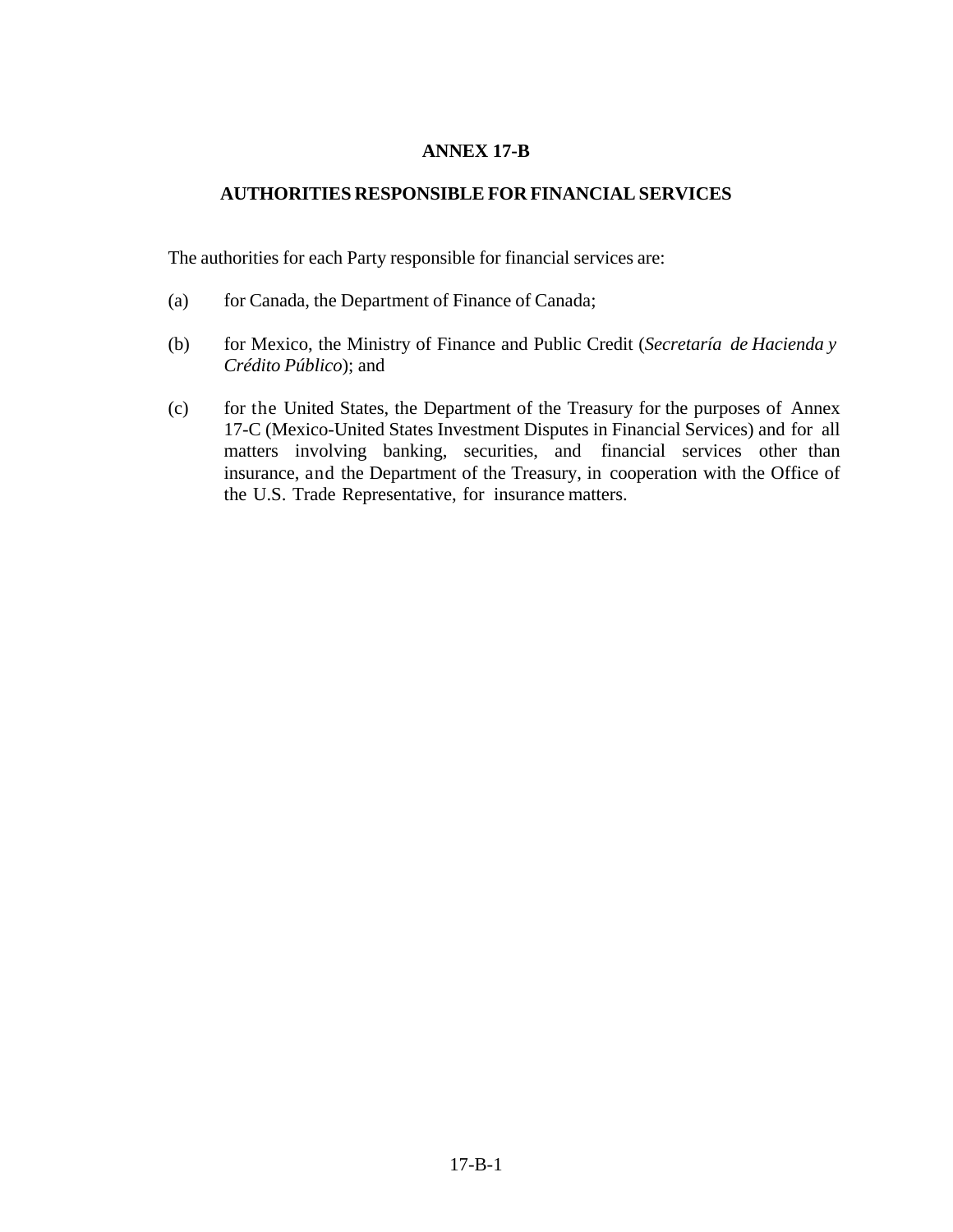# ANNEX 17-B

## AUTHORITIES RESPONSIBLE FOR FINANCIAL SERVICES

The authorities for each Party responsible for financial services are:

(a) for Canada, the Department of Finance of Canada;

(b) for Mexico, the Ministry of Finance and Public Credit (*Secretaría de Hacienda y Crédito Público*); and

(c) for the United States, the Department of the Treasury for the purposes of Annex 17-C (Mexico-United States Investment Disputes in Financial Services) and for all matters involving banking, securities, and financial services other than insurance, and the Department of the Treasury, in cooperation with the Office of the U.S. Trade Representative, for insurance matters.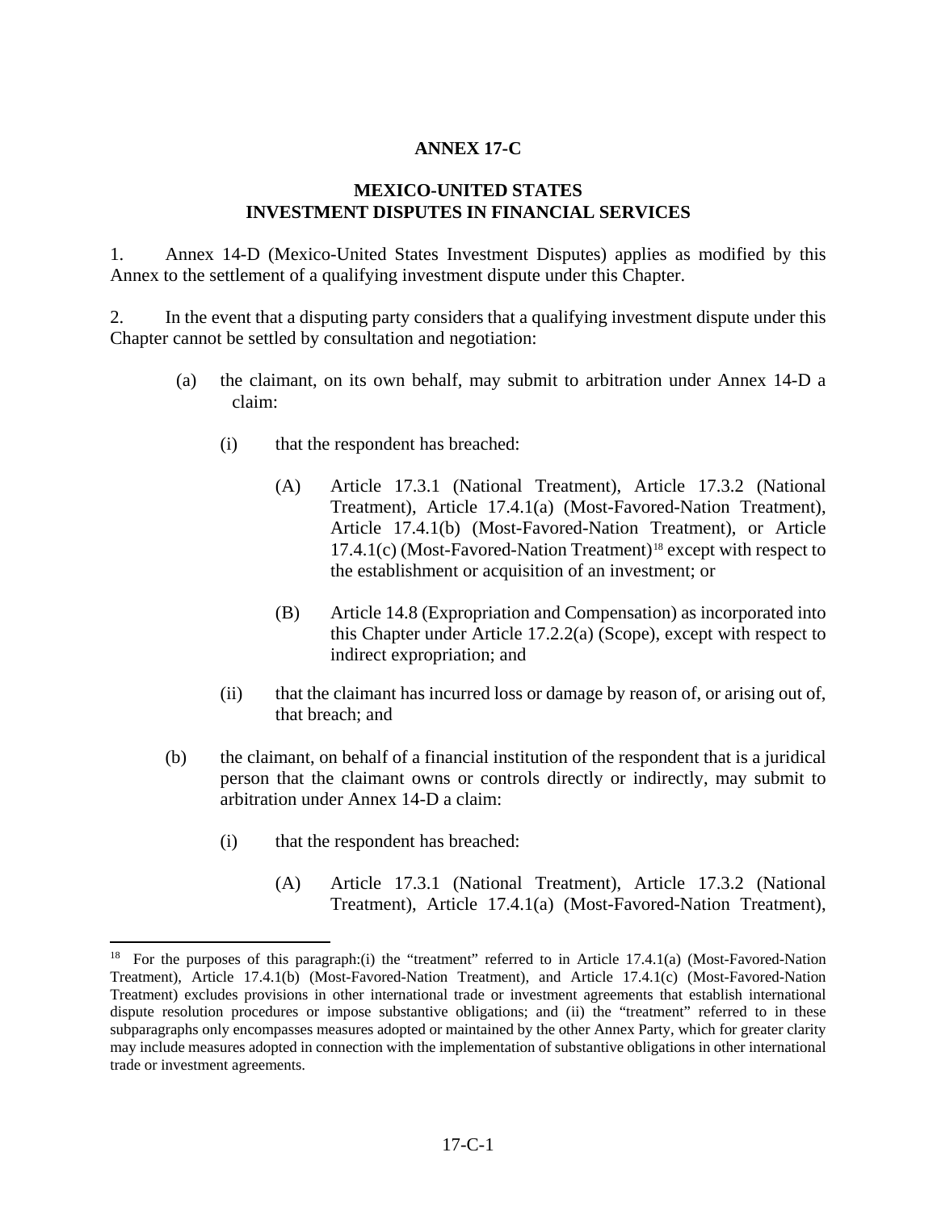# ANNEX 17-C

## MEXICO-UNITED STATES INVESTMENT DISPUTES IN FINANCIAL SERVICES

1. Annex 14-D (Mexico-United States Investment Disputes) applies as modified by this Annex to the settlement of a qualifying investment dispute under this Chapter.

2. In the event that a disputing party considers that a qualifying investment dispute under this Chapter cannot be settled by consultation and negotiation:

(a) the claimant, on its own behalf, may submit to arbitration under Annex 14-D a claim:

(i) that the respondent has breached:

(A) Article 17.3.1 (National Treatment), Article 17.3.2 (National Treatment), Article 17.4.1(a) (Most-Favored-Nation Treatment), Article 17.4.1(b) (Most-Favored-Nation Treatment), or Article 17.4.1(c) (Most-Favored-Nation Treatment)[18] except with respect to the establishment or acquisition of an investment; or

(B) Article 14.8 (Expropriation and Compensation) as incorporated into this Chapter under Article 17.2.2(a) (Scope), except with respect to indirect expropriation; and

(ii) that the claimant has incurred loss or damage by reason of, or arising out of, that breach; and

(b) the claimant, on behalf of a financial institution of the respondent that is a juridical person that the claimant owns or controls directly or indirectly, may submit to arbitration under Annex 14-D a claim:

(i) that the respondent has breached:

(A) Article 17.3.1 (National Treatment), Article 17.3.2 (National Treatment), Article 17.4.1(a) (Most-Favored-Nation Treatment),

[18] For the purposes of this paragraph:(i) the "treatment" referred to in Article 17.4.1(a) (Most-Favored-Nation Treatment), Article 17.4.1(b) (Most-Favored-Nation Treatment), and Article 17.4.1(c) (Most-Favored-Nation Treatment) excludes provisions in other international trade or investment agreements that establish international dispute resolution procedures or impose substantive obligations; and (ii) the "treatment" referred to in these subparagraphs only encompasses measures adopted or maintained by the other Annex Party, which for greater clarity may include measures adopted in connection with the implementation of substantive obligations in other international trade or investment agreements.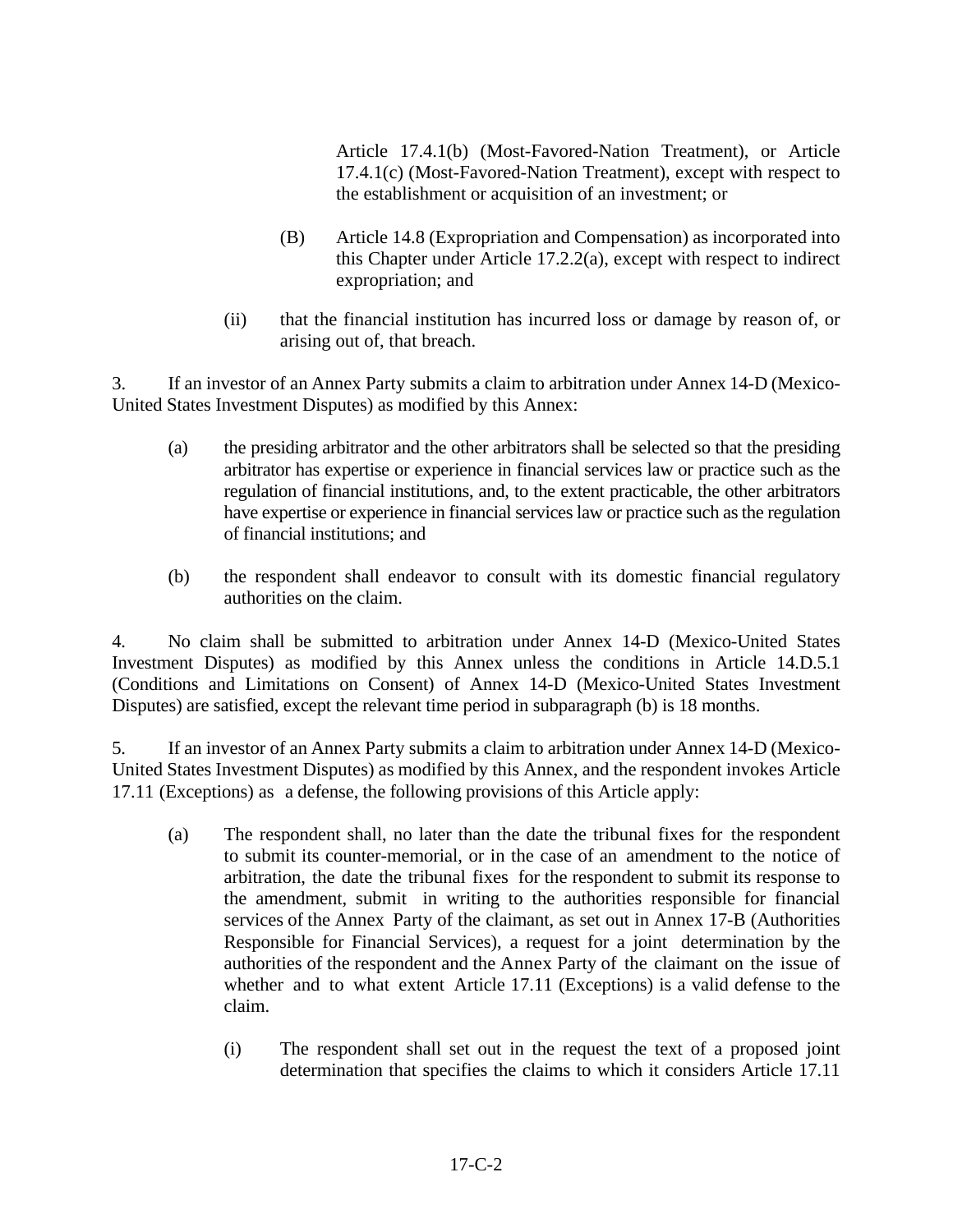Article 17.4.1(b) (Most-Favored-Nation Treatment), or Article 17.4.1(c) (Most-Favored-Nation Treatment), except with respect to the establishment or acquisition of an investment; or

(B) Article 14.8 (Expropriation and Compensation) as incorporated into this Chapter under Article 17.2.2(a), except with respect to indirect expropriation; and

(ii) that the financial institution has incurred loss or damage by reason of, or arising out of, that breach.

3. If an investor of an Annex Party submits a claim to arbitration under Annex 14-D (Mexico-United States Investment Disputes) as modified by this Annex:

(a) the presiding arbitrator and the other arbitrators shall be selected so that the presiding arbitrator has expertise or experience in financial services law or practice such as the regulation of financial institutions, and, to the extent practicable, the other arbitrators have expertise or experience in financial services law or practice such as the regulation of financial institutions; and

(b) the respondent shall endeavor to consult with its domestic financial regulatory authorities on the claim.

4. No claim shall be submitted to arbitration under Annex 14-D (Mexico-United States Investment Disputes) as modified by this Annex unless the conditions in Article 14.D.5.1 (Conditions and Limitations on Consent) of Annex 14-D (Mexico-United States Investment Disputes) are satisfied, except the relevant time period in subparagraph (b) is 18 months.

5. If an investor of an Annex Party submits a claim to arbitration under Annex 14-D (Mexico-United States Investment Disputes) as modified by this Annex, and the respondent invokes Article 17.11 (Exceptions) as a defense, the following provisions of this Article apply:

(a) The respondent shall, no later than the date the tribunal fixes for the respondent to submit its counter-memorial, or in the case of an amendment to the notice of arbitration, the date the tribunal fixes for the respondent to submit its response to the amendment, submit in writing to the authorities responsible for financial services of the Annex Party of the claimant, as set out in Annex 17-B (Authorities Responsible for Financial Services), a request for a joint determination by the authorities of the respondent and the Annex Party of the claimant on the issue of whether and to what extent Article 17.11 (Exceptions) is a valid defense to the claim.

(i) The respondent shall set out in the request the text of a proposed joint determination that specifies the claims to which it considers Article 17.11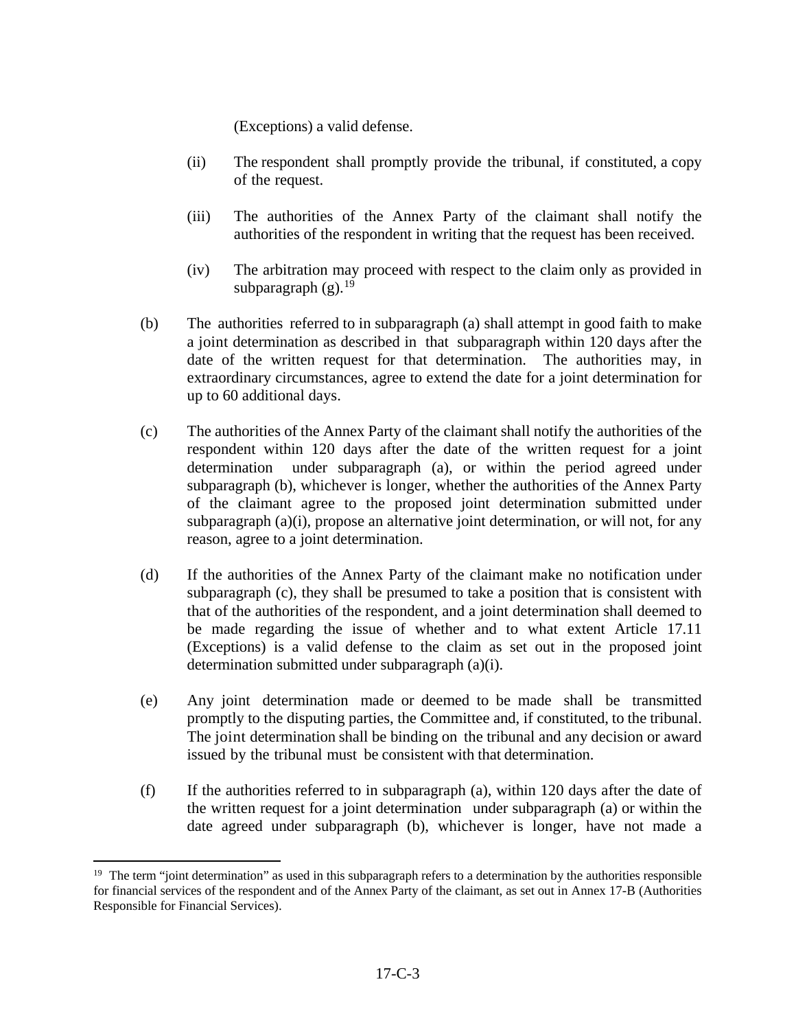(Exceptions) a valid defense.

(ii) The respondent shall promptly provide the tribunal, if constituted, a copy of the request.

(iii) The authorities of the Annex Party of the claimant shall notify the authorities of the respondent in writing that the request has been received.

(iv) The arbitration may proceed with respect to the claim only as provided in subparagraph (g).[19]

(b) The authorities referred to in subparagraph (a) shall attempt in good faith to make a joint determination as described in that subparagraph within 120 days after the date of the written request for that determination. The authorities may, in extraordinary circumstances, agree to extend the date for a joint determination for up to 60 additional days.

(c) The authorities of the Annex Party of the claimant shall notify the authorities of the respondent within 120 days after the date of the written request for a joint determination under subparagraph (a), or within the period agreed under subparagraph (b), whichever is longer, whether the authorities of the Annex Party of the claimant agree to the proposed joint determination submitted under subparagraph (a)(i), propose an alternative joint determination, or will not, for any reason, agree to a joint determination.

(d) If the authorities of the Annex Party of the claimant make no notification under subparagraph (c), they shall be presumed to take a position that is consistent with that of the authorities of the respondent, and a joint determination shall deemed to be made regarding the issue of whether and to what extent Article 17.11 (Exceptions) is a valid defense to the claim as set out in the proposed joint determination submitted under subparagraph (a)(i).

(e) Any joint determination made or deemed to be made shall be transmitted promptly to the disputing parties, the Committee and, if constituted, to the tribunal. The joint determination shall be binding on the tribunal and any decision or award issued by the tribunal must be consistent with that determination.

(f) If the authorities referred to in subparagraph (a), within 120 days after the date of the written request for a joint determination under subparagraph (a) or within the date agreed under subparagraph (b), whichever is longer, have not made a

[19] The term "joint determination" as used in this subparagraph refers to a determination by the authorities responsible for financial services of the respondent and of the Annex Party of the claimant, as set out in Annex 17-B (Authorities Responsible for Financial Services).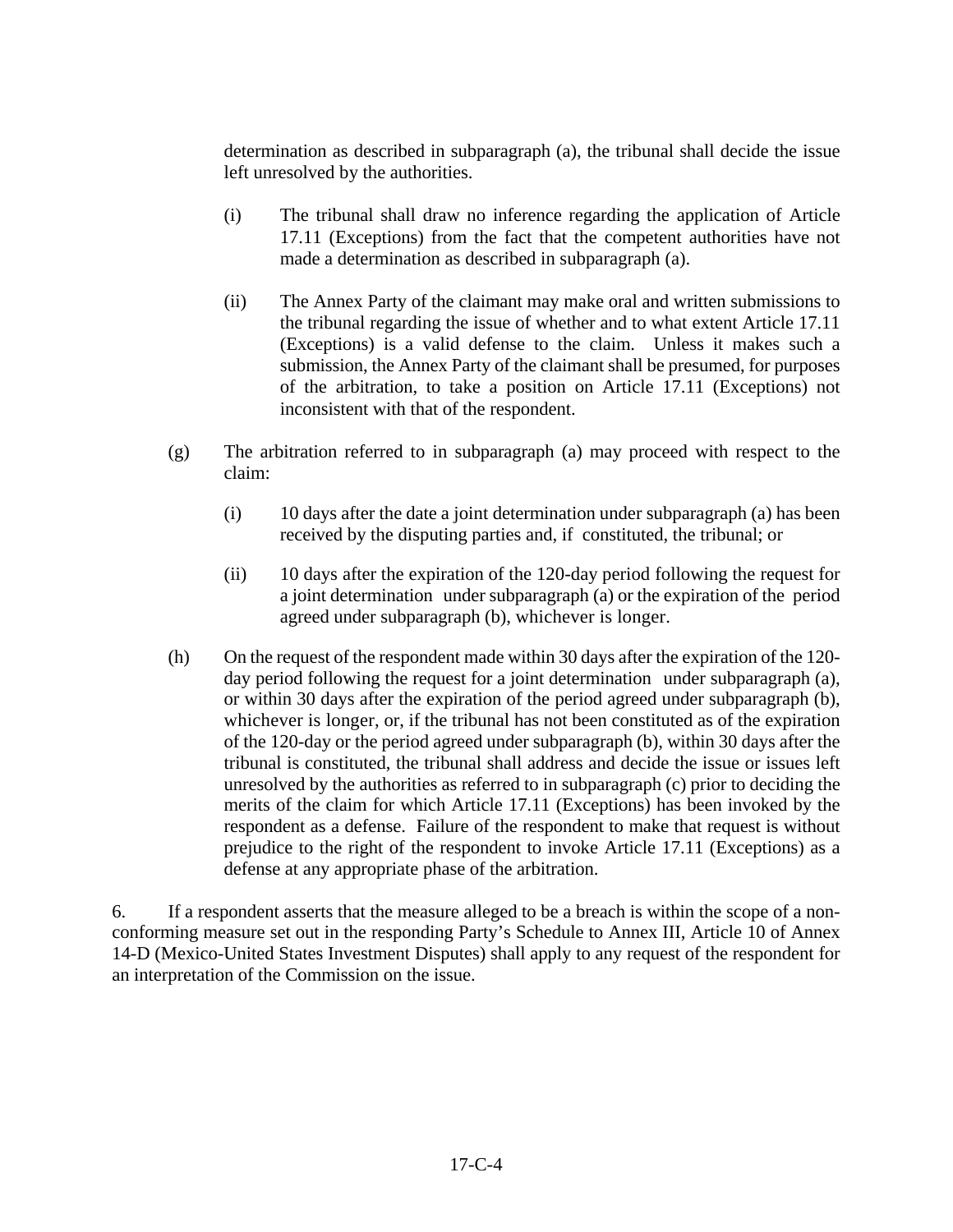determination as described in subparagraph (a), the tribunal shall decide the issue left unresolved by the authorities.

(i) The tribunal shall draw no inference regarding the application of Article 17.11 (Exceptions) from the fact that the competent authorities have not made a determination as described in subparagraph (a).

(ii) The Annex Party of the claimant may make oral and written submissions to the tribunal regarding the issue of whether and to what extent Article 17.11 (Exceptions) is a valid defense to the claim. Unless it makes such a submission, the Annex Party of the claimant shall be presumed, for purposes of the arbitration, to take a position on Article 17.11 (Exceptions) not inconsistent with that of the respondent.

(g) The arbitration referred to in subparagraph (a) may proceed with respect to the claim:

(i) 10 days after the date a joint determination under subparagraph (a) has been received by the disputing parties and, if constituted, the tribunal; or

(ii) 10 days after the expiration of the 120-day period following the request for a joint determination under subparagraph (a) or the expiration of the period agreed under subparagraph (b), whichever is longer.

(h) On the request of the respondent made within 30 days after the expiration of the 120-day period following the request for a joint determination under subparagraph (a), or within 30 days after the expiration of the period agreed under subparagraph (b), whichever is longer, or, if the tribunal has not been constituted as of the expiration of the 120-day or the period agreed under subparagraph (b), within 30 days after the tribunal is constituted, the tribunal shall address and decide the issue or issues left unresolved by the authorities as referred to in subparagraph (c) prior to deciding the merits of the claim for which Article 17.11 (Exceptions) has been invoked by the respondent as a defense. Failure of the respondent to make that request is without prejudice to the right of the respondent to invoke Article 17.11 (Exceptions) as a defense at any appropriate phase of the arbitration.

6. If a respondent asserts that the measure alleged to be a breach is within the scope of a non-conforming measure set out in the responding Party's Schedule to Annex III, Article 10 of Annex 14-D (Mexico-United States Investment Disputes) shall apply to any request of the respondent for an interpretation of the Commission on the issue.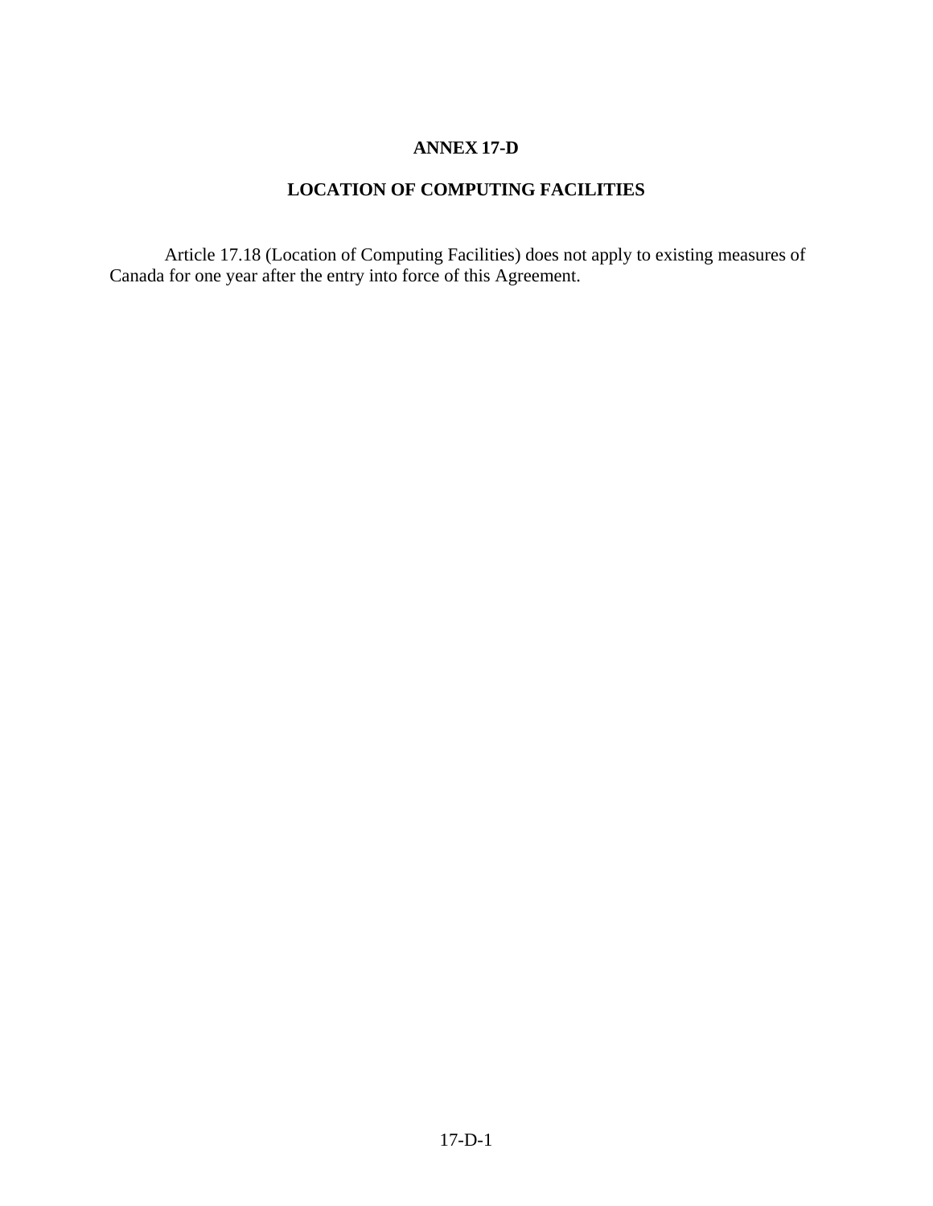# ANNEX 17-D

## LOCATION OF COMPUTING FACILITIES

Article 17.18 (Location of Computing Facilities) does not apply to existing measures of Canada for one year after the entry into force of this Agreement.